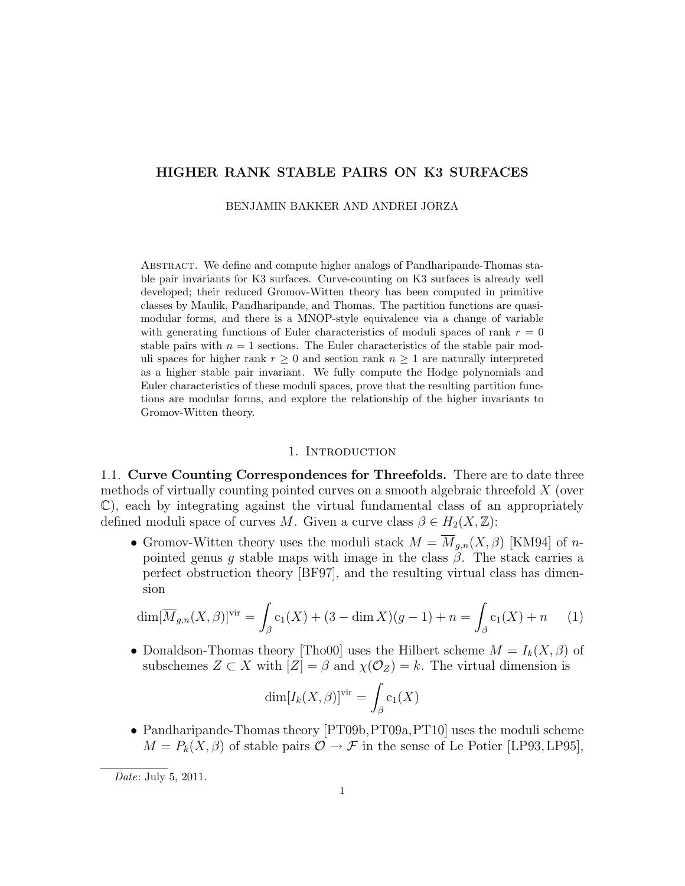# HIGHER RANK STABLE PAIRS ON K3 SURFACES

BENJAMIN BAKKER AND ANDREI JORZA

Abstract. We define and compute higher analogs of Pandharipande-Thomas stable pair invariants for K3 surfaces. Curve-counting on K3 surfaces is already well developed; their reduced Gromov-Witten theory has been computed in primitive classes by Maulik, Pandharipande, and Thomas. The partition functions are quasi-modular forms, and there is a MNOP-style equivalence via a change of variable with generating functions of Euler characteristics of moduli spaces of rank $r = 0$ stable pairs with $n = 1$ sections. The Euler characteristics of the stable pair moduli spaces for higher rank $r \geq 0$ and section rank $n \geq 1$ are naturally interpreted as a higher stable pair invariant. We fully compute the Hodge polynomials and Euler characteristics of these moduli spaces, prove that the resulting partition functions are modular forms, and explore the relationship of the higher invariants to Gromov-Witten theory.

## 1. Introduction

### 1.1. Curve Counting Correspondences for Threefolds.

There are to date three methods of virtually counting pointed curves on a smooth algebraic threefold $X$ (over $\mathbb{C}$), each by integrating against the virtual fundamental class of an appropriately defined moduli space of curves $M$. Given a curve class $\beta \in H_2(X, \mathbb{Z})$:

- Gromov-Witten theory uses the moduli stack $M = \overline{M}_{g,n}(X, \beta)$ [KM94] of $n$-pointed genus $g$ stable maps with image in the class $\beta$. The stack carries a perfect obstruction theory [BF97], and the resulting virtual class has dimension

$$\dim[\overline{M}_{g,n}(X,\beta)]^{\mathrm{vir}} = \int_\beta \mathrm{c}_1(X) + (3 - \dim X)(g-1) + n = \int_\beta \mathrm{c}_1(X) + n \qquad (1)$$

- Donaldson-Thomas theory [Tho00] uses the Hilbert scheme $M = I_k(X, \beta)$ of subschemes $Z \subset X$ with $[Z] = \beta$ and $\chi(\mathcal{O}_Z) = k$. The virtual dimension is

$$\dim[I_k(X,\beta)]^{\mathrm{vir}} = \int_\beta \mathrm{c}_1(X)$$

- Pandharipande-Thomas theory [PT09b, PT09a, PT10] uses the moduli scheme $M = P_k(X, \beta)$ of stable pairs $\mathcal{O} \to \mathcal{F}$ in the sense of Le Potier [LP93, LP95],

Date: July 5, 2011.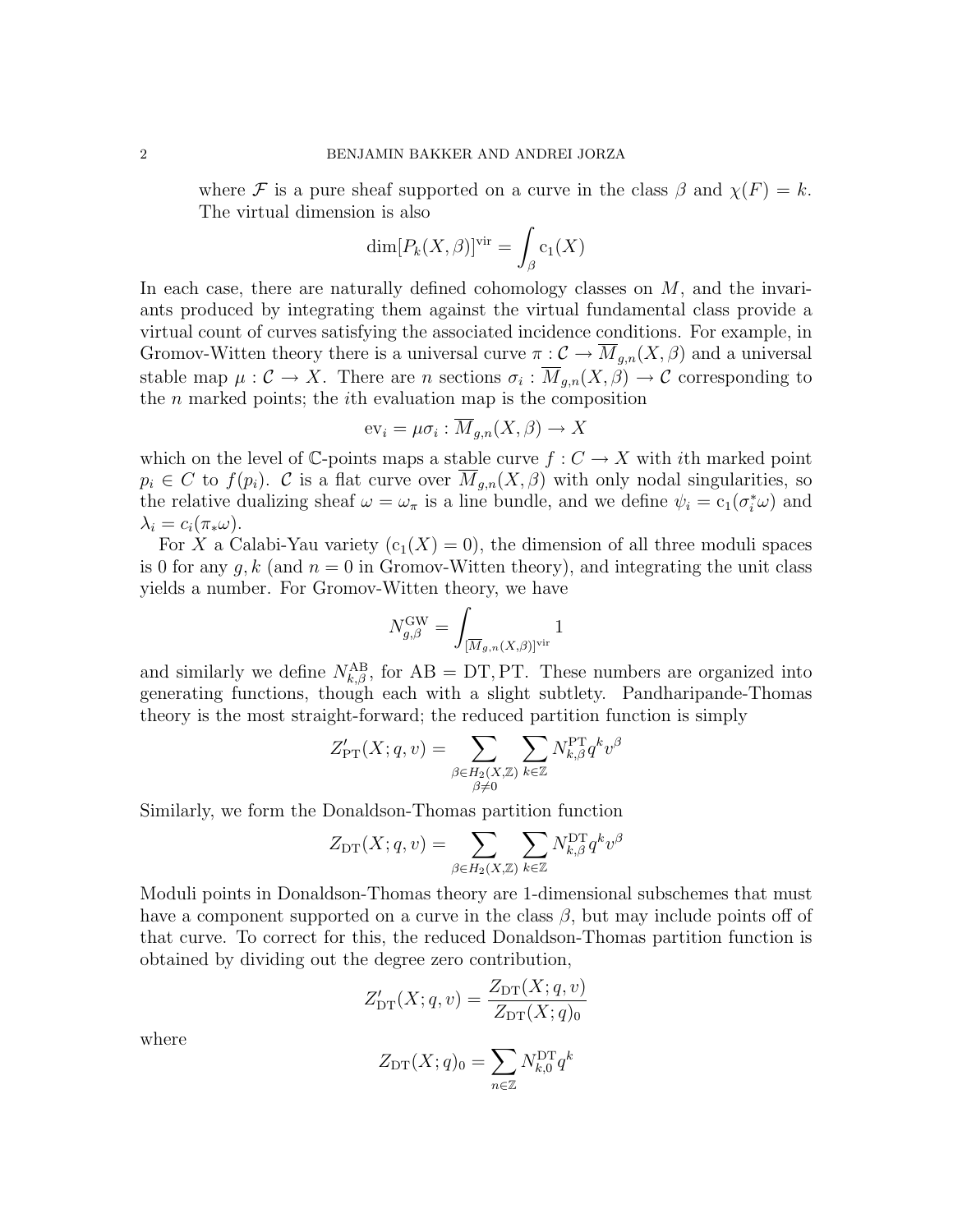where $\mathcal{F}$ is a pure sheaf supported on a curve in the class $\beta$ and $\chi(F) = k$. The virtual dimension is also

$$\dim[P_k(X, \beta)]^{\text{vir}} = \int_\beta \mathrm{c}_1(X)$$

In each case, there are naturally defined cohomology classes on $M$, and the invariants produced by integrating them against the virtual fundamental class provide a virtual count of curves satisfying the associated incidence conditions. For example, in Gromov-Witten theory there is a universal curve $\pi : \mathcal{C} \to \overline{M}_{g,n}(X, \beta)$ and a universal stable map $\mu : \mathcal{C} \to X$. There are $n$ sections $\sigma_i : \overline{M}_{g,n}(X, \beta) \to \mathcal{C}$ corresponding to the $n$ marked points; the $i$th evaluation map is the composition

$$\mathrm{ev}_i = \mu\sigma_i : \overline{M}_{g,n}(X, \beta) \to X$$

which on the level of $\mathbb{C}$-points maps a stable curve $f : C \to X$ with $i$th marked point $p_i \in C$ to $f(p_i)$. $\mathcal{C}$ is a flat curve over $\overline{M}_{g,n}(X, \beta)$ with only nodal singularities, so the relative dualizing sheaf $\omega = \omega_\pi$ is a line bundle, and we define $\psi_i = \mathrm{c}_1(\sigma_i^*\omega)$ and $\lambda_i = c_i(\pi_*\omega)$.

For $X$ a Calabi-Yau variety ($\mathrm{c}_1(X) = 0$), the dimension of all three moduli spaces is 0 for any $g, k$ (and $n = 0$ in Gromov-Witten theory), and integrating the unit class yields a number. For Gromov-Witten theory, we have

$$N^{\text{GW}}_{g,\beta} = \int_{[\overline{M}_{g,n}(X,\beta)]^{\text{vir}}} 1$$

and similarly we define $N^{\text{AB}}_{k,\beta}$, for AB = DT, PT. These numbers are organized into generating functions, though each with a slight subtlety. Pandharipande-Thomas theory is the most straight-forward; the reduced partition function is simply

$$Z'_{\text{PT}}(X; q, v) = \sum_{\substack{\beta \in H_2(X,\mathbb{Z}) \\ \beta \neq 0}} \sum_{k \in \mathbb{Z}} N^{\text{PT}}_{k,\beta} q^k v^\beta$$

Similarly, we form the Donaldson-Thomas partition function

$$Z_{\text{DT}}(X; q, v) = \sum_{\beta \in H_2(X,\mathbb{Z})} \sum_{k \in \mathbb{Z}} N^{\text{DT}}_{k,\beta} q^k v^\beta$$

Moduli points in Donaldson-Thomas theory are 1-dimensional subschemes that must have a component supported on a curve in the class $\beta$, but may include points off of that curve. To correct for this, the reduced Donaldson-Thomas partition function is obtained by dividing out the degree zero contribution,

$$Z'_{\text{DT}}(X; q, v) = \frac{Z_{\text{DT}}(X; q, v)}{Z_{\text{DT}}(X; q)_0}$$

where

$$Z_{\text{DT}}(X; q)_0 = \sum_{n \in \mathbb{Z}} N^{\text{DT}}_{k,0} q^k$$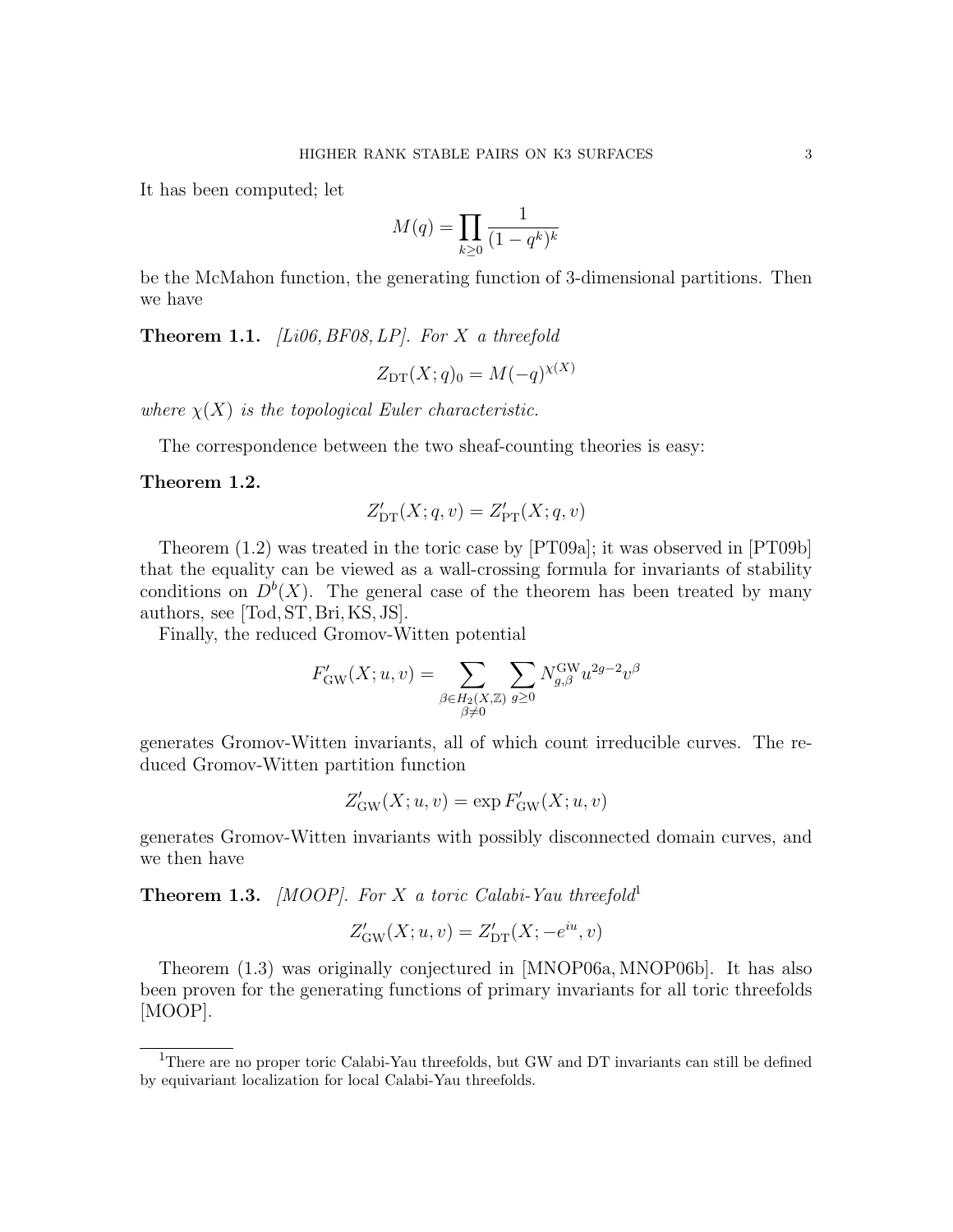It has been computed; let

$$M(q) = \prod_{k \geq 0} \frac{1}{(1-q^k)^k}$$

be the McMahon function, the generating function of 3-dimensional partitions. Then we have

**Theorem 1.1.** *[Li06, BF08, LP]. For $X$ a threefold*

$$Z_{\mathrm{DT}}(X;q)_0 = M(-q)^{\chi(X)}$$

*where $\chi(X)$ is the topological Euler characteristic.*

The correspondence between the two sheaf-counting theories is easy:

**Theorem 1.2.**

$$Z'_{\mathrm{DT}}(X;q,v) = Z'_{\mathrm{PT}}(X;q,v)$$

Theorem (1.2) was treated in the toric case by [PT09a]; it was observed in [PT09b] that the equality can be viewed as a wall-crossing formula for invariants of stability conditions on $D^b(X)$. The general case of the theorem has been treated by many authors, see [Tod, ST, Bri, KS, JS].

Finally, the reduced Gromov-Witten potential

$$F'_{\mathrm{GW}}(X;u,v) = \sum_{\substack{\beta \in H_2(X,\mathbb{Z}) \\ \beta \neq 0}} \sum_{g \geq 0} N^{\mathrm{GW}}_{g,\beta} u^{2g-2} v^{\beta}$$

generates Gromov-Witten invariants, all of which count irreducible curves. The reduced Gromov-Witten partition function

$$Z'_{\mathrm{GW}}(X;u,v) = \exp F'_{\mathrm{GW}}(X;u,v)$$

generates Gromov-Witten invariants with possibly disconnected domain curves, and we then have

**Theorem 1.3.** *[MOOP]. For $X$ a toric Calabi-Yau threefold*[1]

$$Z'_{\mathrm{GW}}(X;u,v) = Z'_{\mathrm{DT}}(X;-e^{iu},v)$$

Theorem (1.3) was originally conjectured in [MNOP06a, MNOP06b]. It has also been proven for the generating functions of primary invariants for all toric threefolds [MOOP].

[1] There are no proper toric Calabi-Yau threefolds, but GW and DT invariants can still be defined by equivariant localization for local Calabi-Yau threefolds.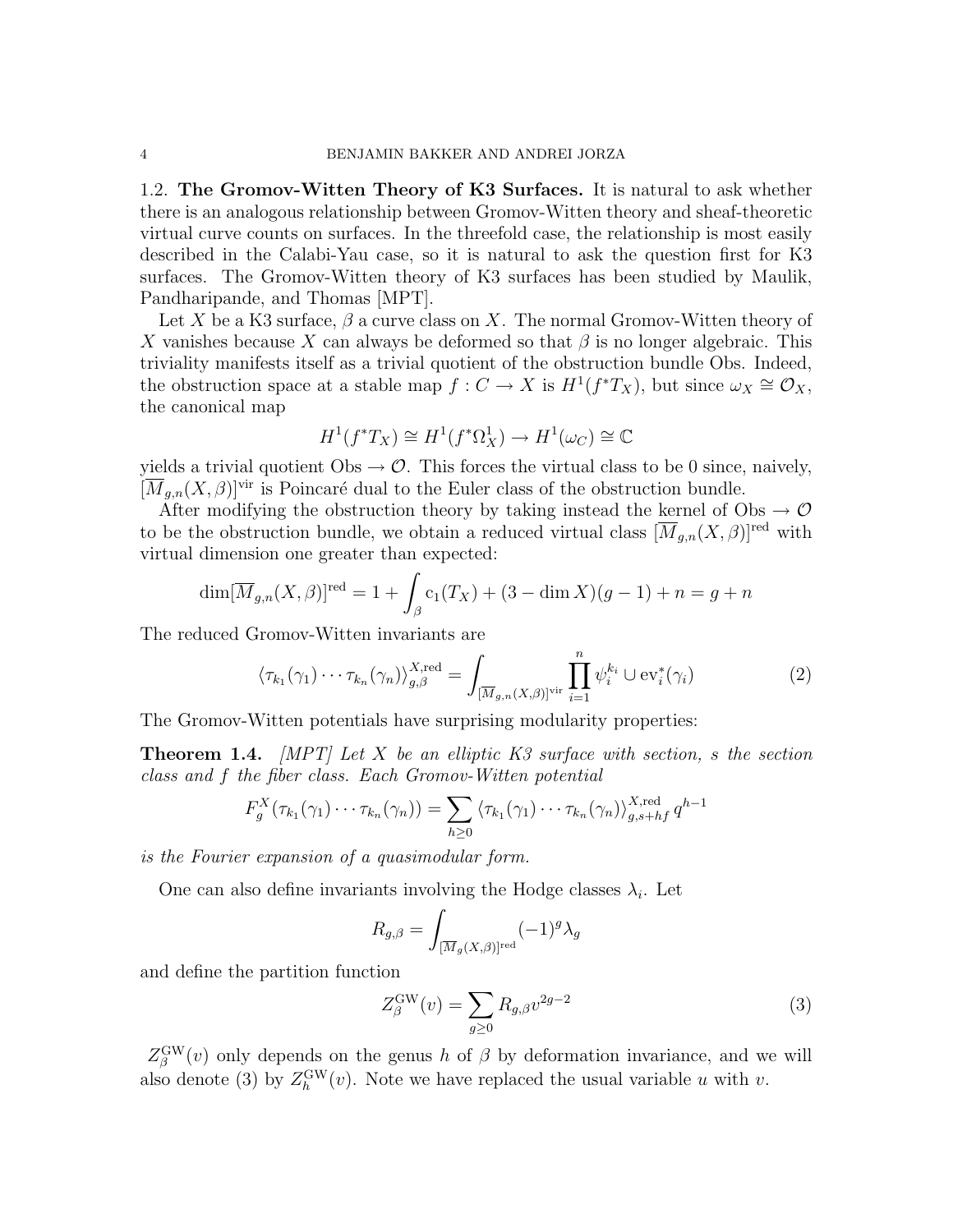### 1.2. The Gromov-Witten Theory of K3 Surfaces.

It is natural to ask whether there is an analogous relationship between Gromov-Witten theory and sheaf-theoretic virtual curve counts on surfaces. In the threefold case, the relationship is most easily described in the Calabi-Yau case, so it is natural to ask the question first for K3 surfaces. The Gromov-Witten theory of K3 surfaces has been studied by Maulik, Pandharipande, and Thomas [MPT].

Let $X$ be a K3 surface, $\beta$ a curve class on $X$. The normal Gromov-Witten theory of $X$ vanishes because $X$ can always be deformed so that $\beta$ is no longer algebraic. This triviality manifests itself as a trivial quotient of the obstruction bundle Obs. Indeed, the obstruction space at a stable map $f : C \to X$ is $H^1(f^*T_X)$, but since $\omega_X \cong \mathcal{O}_X$, the canonical map

$$H^1(f^*T_X) \cong H^1(f^*\Omega^1_X) \to H^1(\omega_C) \cong \mathbb{C}$$

yields a trivial quotient Obs $\to \mathcal{O}$. This forces the virtual class to be 0 since, naively, $[\overline{M}_{g,n}(X,\beta)]^{\text{vir}}$ is Poincaré dual to the Euler class of the obstruction bundle.

After modifying the obstruction theory by taking instead the kernel of Obs $\to \mathcal{O}$ to be the obstruction bundle, we obtain a reduced virtual class $[\overline{M}_{g,n}(X,\beta)]^{\text{red}}$ with virtual dimension one greater than expected:

$$\dim[\overline{M}_{g,n}(X,\beta)]^{\text{red}} = 1 + \int_\beta \mathrm{c}_1(T_X) + (3 - \dim X)(g-1) + n = g + n$$

The reduced Gromov-Witten invariants are

$$\langle \tau_{k_1}(\gamma_1)\cdots\tau_{k_n}(\gamma_n)\rangle^{X,\text{red}}_{g,\beta} = \int_{[\overline{M}_{g,n}(X,\beta)]^{\text{vir}}} \prod_{i=1}^n \psi_i^{k_i} \cup \mathrm{ev}_i^*(\gamma_i) \tag{2}$$

The Gromov-Witten potentials have surprising modularity properties:

**Theorem 1.4.** *[MPT] Let $X$ be an elliptic K3 surface with section, $s$ the section class and $f$ the fiber class. Each Gromov-Witten potential*

$$F_g^X(\tau_{k_1}(\gamma_1)\cdots\tau_{k_n}(\gamma_n)) = \sum_{h\geq 0} \langle \tau_{k_1}(\gamma_1)\cdots\tau_{k_n}(\gamma_n)\rangle^{X,\text{red}}_{g,s+hf}\, q^{h-1}$$

*is the Fourier expansion of a quasimodular form.*

One can also define invariants involving the Hodge classes $\lambda_i$. Let

$$R_{g,\beta} = \int_{[\overline{M}_g(X,\beta)]^{\text{red}}} (-1)^g \lambda_g$$

and define the partition function

$$Z^{\text{GW}}_\beta(v) = \sum_{g\geq 0} R_{g,\beta} v^{2g-2} \tag{3}$$

$Z^{\text{GW}}_\beta(v)$ only depends on the genus $h$ of $\beta$ by deformation invariance, and we will also denote (3) by $Z^{\text{GW}}_h(v)$. Note we have replaced the usual variable $u$ with $v$.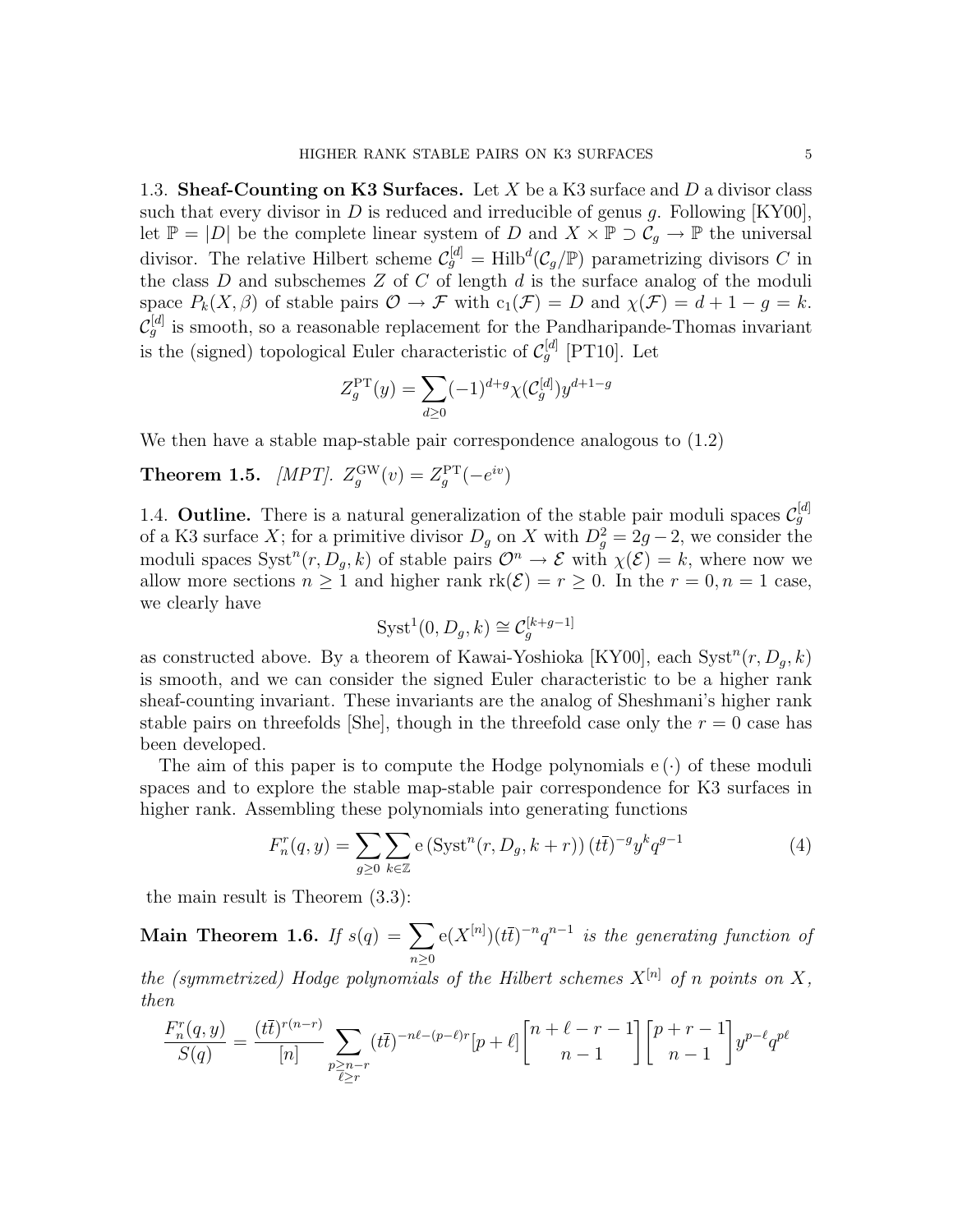## 1.3. Sheaf-Counting on K3 Surfaces.

Let $X$ be a K3 surface and $D$ a divisor class such that every divisor in $D$ is reduced and irreducible of genus $g$. Following [KY00], let $\mathbb{P} = |D|$ be the complete linear system of $D$ and $X \times \mathbb{P} \supset \mathcal{C}_g \to \mathbb{P}$ the universal divisor. The relative Hilbert scheme $\mathcal{C}_g^{[d]} = \mathrm{Hilb}^d(\mathcal{C}_g/\mathbb{P})$ parametrizing divisors $C$ in the class $D$ and subschemes $Z$ of $C$ of length $d$ is the surface analog of the moduli space $P_k(X, \beta)$ of stable pairs $\mathcal{O} \to \mathcal{F}$ with $\mathrm{c}_1(\mathcal{F}) = D$ and $\chi(\mathcal{F}) = d + 1 - g = k$. $\mathcal{C}_g^{[d]}$ is smooth, so a reasonable replacement for the Pandharipande-Thomas invariant is the (signed) topological Euler characteristic of $\mathcal{C}_g^{[d]}$ [PT10]. Let

$$Z_g^{\mathrm{PT}}(y) = \sum_{d \geq 0} (-1)^{d+g} \chi(\mathcal{C}_g^{[d]}) y^{d+1-g}$$

We then have a stable map-stable pair correspondence analogous to (1.2)

**Theorem 1.5.** *[MPT].* $Z_g^{\mathrm{GW}}(v) = Z_g^{\mathrm{PT}}(-e^{iv})$

## 1.4. Outline.

There is a natural generalization of the stable pair moduli spaces $\mathcal{C}_g^{[d]}$ of a K3 surface $X$; for a primitive divisor $D_g$ on $X$ with $D_g^2 = 2g - 2$, we consider the moduli spaces $\mathrm{Syst}^n(r, D_g, k)$ of stable pairs $\mathcal{O}^n \to \mathcal{E}$ with $\chi(\mathcal{E}) = k$, where now we allow more sections $n \geq 1$ and higher rank $\mathrm{rk}(\mathcal{E}) = r \geq 0$. In the $r = 0, n = 1$ case, we clearly have

$$\mathrm{Syst}^1(0, D_g, k) \cong \mathcal{C}_g^{[k+g-1]}$$

as constructed above. By a theorem of Kawai-Yoshioka [KY00], each $\mathrm{Syst}^n(r, D_g, k)$ is smooth, and we can consider the signed Euler characteristic to be a higher rank sheaf-counting invariant. These invariants are the analog of Sheshmani's higher rank stable pairs on threefolds [She], though in the threefold case only the $r = 0$ case has been developed.

The aim of this paper is to compute the Hodge polynomials $\mathrm{e}(\cdot)$ of these moduli spaces and to explore the stable map-stable pair correspondence for K3 surfaces in higher rank. Assembling these polynomials into generating functions

$$F_n^r(q, y) = \sum_{g \geq 0} \sum_{k \in \mathbb{Z}} \mathrm{e}\left(\mathrm{Syst}^n(r, D_g, k + r)\right) (t\bar{t})^{-g} y^k q^{g-1} \tag{4}$$

the main result is Theorem (3.3):

**Main Theorem 1.6.** *If* $s(q) = \sum_{n \geq 0} \mathrm{e}(X^{[n]})(t\bar{t})^{-n} q^{n-1}$ *is the generating function of the (symmetrized) Hodge polynomials of the Hilbert schemes* $X^{[n]}$ *of* $n$ *points on* $X$*, then*

$$\frac{F_n^r(q, y)}{S(q)} = \frac{(t\bar{t})^{r(n-r)}}{[n]} \sum_{\substack{p \geq n-r \\ \ell \geq r}} (t\bar{t})^{-n\ell - (p-\ell)r} [p + \ell] \begin{bmatrix} n + \ell - r - 1 \\ n - 1 \end{bmatrix} \begin{bmatrix} p + r - 1 \\ n - 1 \end{bmatrix} y^{p-\ell} q^{p\ell}$$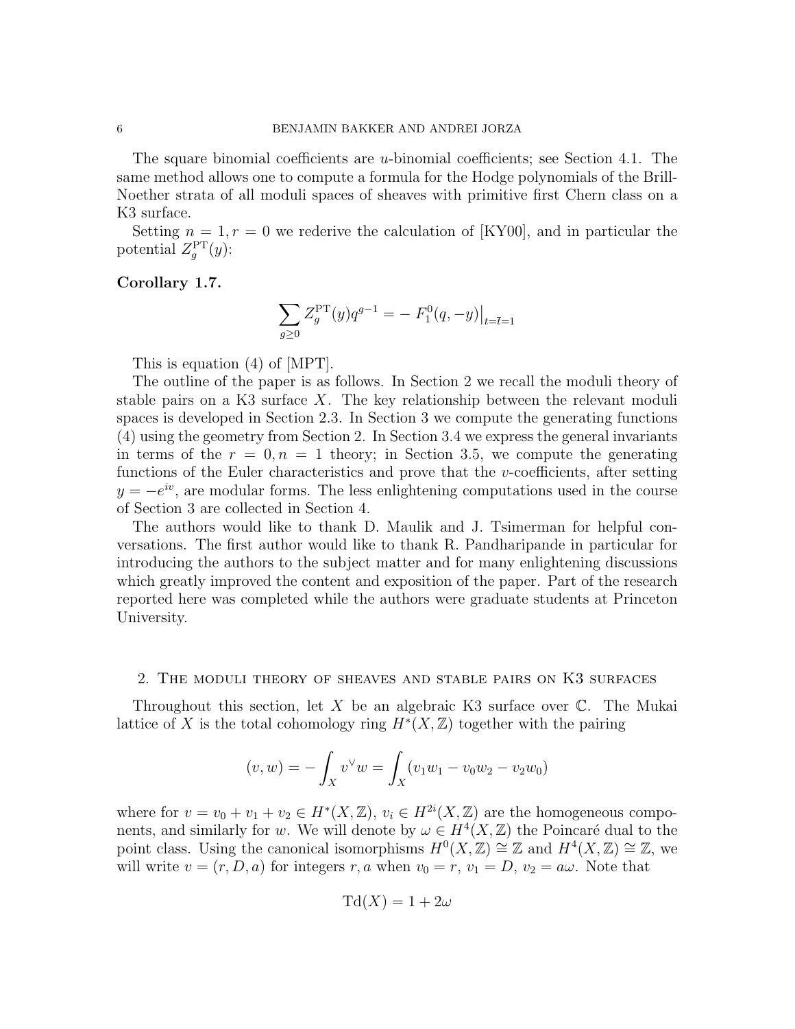The square binomial coefficients are $u$-binomial coefficients; see Section 4.1. The same method allows one to compute a formula for the Hodge polynomials of the Brill-Noether strata of all moduli spaces of sheaves with primitive first Chern class on a K3 surface.

Setting $n = 1, r = 0$ we rederive the calculation of [KY00], and in particular the potential $Z_g^{\mathrm{PT}}(y)$:

**Corollary 1.7.**

$$\sum_{g \geq 0} Z_g^{\mathrm{PT}}(y) q^{g-1} = - F_1^0(q, -y)\big|_{t=\bar{t}=1}$$

This is equation (4) of [MPT].

The outline of the paper is as follows. In Section 2 we recall the moduli theory of stable pairs on a K3 surface $X$. The key relationship between the relevant moduli spaces is developed in Section 2.3. In Section 3 we compute the generating functions (4) using the geometry from Section 2. In Section 3.4 we express the general invariants in terms of the $r = 0, n = 1$ theory; in Section 3.5, we compute the generating functions of the Euler characteristics and prove that the $v$-coefficients, after setting $y = -e^{iv}$, are modular forms. The less enlightening computations used in the course of Section 3 are collected in Section 4.

The authors would like to thank D. Maulik and J. Tsimerman for helpful conversations. The first author would like to thank R. Pandharipande in particular for introducing the authors to the subject matter and for many enlightening discussions which greatly improved the content and exposition of the paper. Part of the research reported here was completed while the authors were graduate students at Princeton University.

## 2. The moduli theory of sheaves and stable pairs on K3 surfaces

Throughout this section, let $X$ be an algebraic K3 surface over $\mathbb{C}$. The Mukai lattice of $X$ is the total cohomology ring $H^*(X, \mathbb{Z})$ together with the pairing

$$(v, w) = -\int_X v^\vee w = \int_X (v_1 w_1 - v_0 w_2 - v_2 w_0)$$

where for $v = v_0 + v_1 + v_2 \in H^*(X, \mathbb{Z})$, $v_i \in H^{2i}(X, \mathbb{Z})$ are the homogeneous components, and similarly for $w$. We will denote by $\omega \in H^4(X, \mathbb{Z})$ the Poincaré dual to the point class. Using the canonical isomorphisms $H^0(X, \mathbb{Z}) \cong \mathbb{Z}$ and $H^4(X, \mathbb{Z}) \cong \mathbb{Z}$, we will write $v = (r, D, a)$ for integers $r, a$ when $v_0 = r$, $v_1 = D$, $v_2 = a\omega$. Note that

$$\mathrm{Td}(X) = 1 + 2\omega$$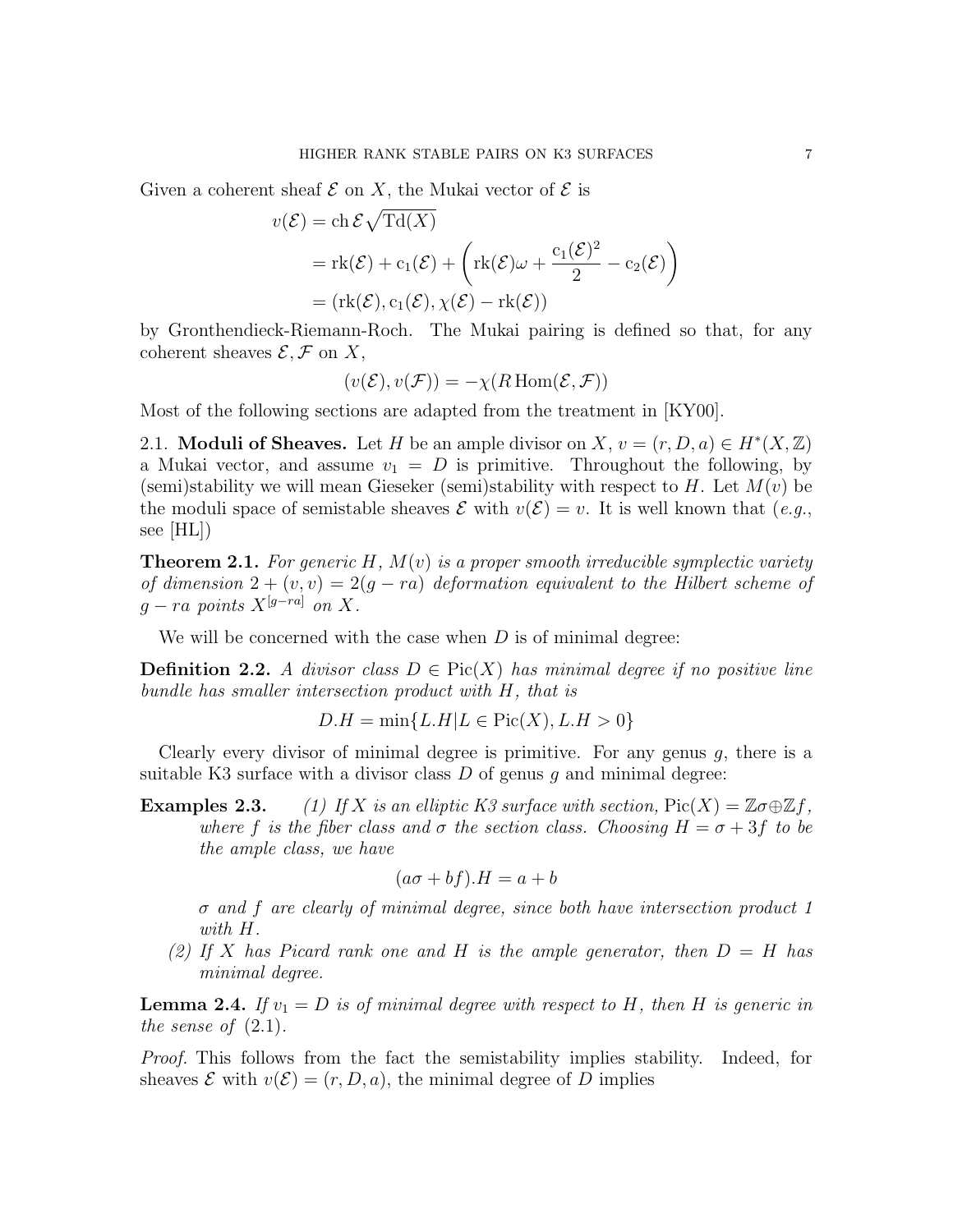Given a coherent sheaf $\mathcal{E}$ on $X$, the Mukai vector of $\mathcal{E}$ is

$$
\begin{aligned}
v(\mathcal{E}) &= \operatorname{ch}\mathcal{E}\sqrt{\operatorname{Td}(X)} \\
&= \operatorname{rk}(\mathcal{E}) + \operatorname{c}_1(\mathcal{E}) + \left(\operatorname{rk}(\mathcal{E})\omega + \frac{\operatorname{c}_1(\mathcal{E})^2}{2} - \operatorname{c}_2(\mathcal{E})\right) \\
&= (\operatorname{rk}(\mathcal{E}), \operatorname{c}_1(\mathcal{E}), \chi(\mathcal{E}) - \operatorname{rk}(\mathcal{E}))
\end{aligned}
$$

by Gronthendieck-Riemann-Roch. The Mukai pairing is defined so that, for any coherent sheaves $\mathcal{E}, \mathcal{F}$ on $X$,

$$
(v(\mathcal{E}), v(\mathcal{F})) = -\chi(R\operatorname{Hom}(\mathcal{E}, \mathcal{F}))
$$

Most of the following sections are adapted from the treatment in [KY00].

## 2.1. Moduli of Sheaves.

Let $H$ be an ample divisor on $X$, $v = (r, D, a) \in H^*(X, \mathbb{Z})$ a Mukai vector, and assume $v_1 = D$ is primitive. Throughout the following, by (semi)stability we will mean Gieseker (semi)stability with respect to $H$. Let $M(v)$ be the moduli space of semistable sheaves $\mathcal{E}$ with $v(\mathcal{E}) = v$. It is well known that (*e.g.*, see [HL])

**Theorem 2.1.** *For generic $H$, $M(v)$ is a proper smooth irreducible symplectic variety of dimension $2 + (v, v) = 2(g - ra)$ deformation equivalent to the Hilbert scheme of $g - ra$ points $X^{[g-ra]}$ on $X$.*

We will be concerned with the case when $D$ is of minimal degree:

**Definition 2.2.** *A divisor class $D \in \operatorname{Pic}(X)$ has minimal degree if no positive line bundle has smaller intersection product with $H$, that is*

$$
D.H = \min\{L.H | L \in \operatorname{Pic}(X), L.H > 0\}
$$

Clearly every divisor of minimal degree is primitive. For any genus $g$, there is a suitable K3 surface with a divisor class $D$ of genus $g$ and minimal degree:

**Examples 2.3.**

(1) *If $X$ is an elliptic K3 surface with section, $\operatorname{Pic}(X) = \mathbb{Z}\sigma \oplus \mathbb{Z}f$, where $f$ is the fiber class and $\sigma$ the section class. Choosing $H = \sigma + 3f$ to be the ample class, we have*

$$
(a\sigma + bf).H = a + b
$$

*$\sigma$ and $f$ are clearly of minimal degree, since both have intersection product 1 with $H$.*

(2) *If $X$ has Picard rank one and $H$ is the ample generator, then $D = H$ has minimal degree.*

**Lemma 2.4.** *If $v_1 = D$ is of minimal degree with respect to $H$, then $H$ is generic in the sense of (2.1).*

*Proof.* This follows from the fact the semistability implies stability. Indeed, for sheaves $\mathcal{E}$ with $v(\mathcal{E}) = (r, D, a)$, the minimal degree of $D$ implies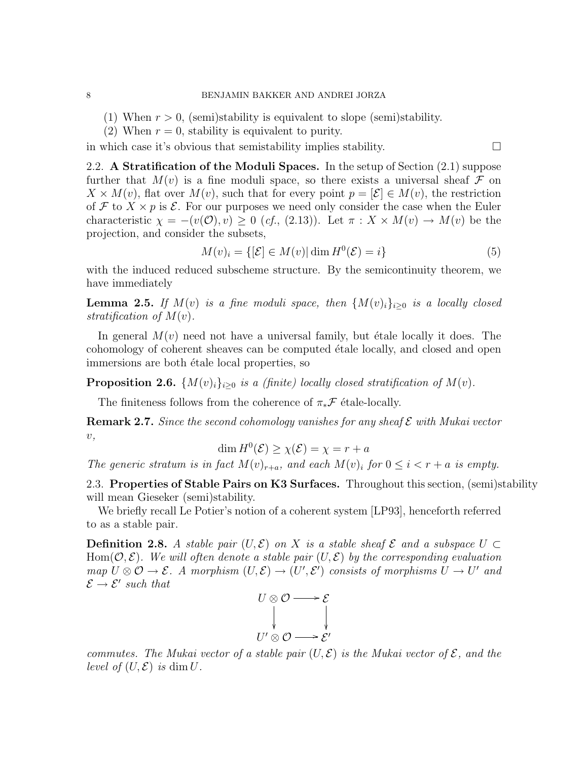(1) When $r > 0$, (semi)stability is equivalent to slope (semi)stability.
(2) When $r = 0$, stability is equivalent to purity.

in which case it's obvious that semistability implies stability. □

## 2.2. A Stratification of the Moduli Spaces.

In the setup of Section (2.1) suppose further that $M(v)$ is a fine moduli space, so there exists a universal sheaf $\mathcal{F}$ on $X \times M(v)$, flat over $M(v)$, such that for every point $p = [\mathcal{E}] \in M(v)$, the restriction of $\mathcal{F}$ to $X \times p$ is $\mathcal{E}$. For our purposes we need only consider the case when the Euler characteristic $\chi = -(v(\mathcal{O}), v) \geq 0$ (*cf.*, (2.13)). Let $\pi : X \times M(v) \to M(v)$ be the projection, and consider the subsets,

$$M(v)_i = \{[\mathcal{E}] \in M(v) | \dim H^0(\mathcal{E}) = i\} \tag{5}$$

with the induced reduced subscheme structure. By the semicontinuity theorem, we have immediately

**Lemma 2.5.** *If $M(v)$ is a fine moduli space, then $\{M(v)_i\}_{i \geq 0}$ is a locally closed stratification of $M(v)$.*

In general $M(v)$ need not have a universal family, but étale locally it does. The cohomology of coherent sheaves can be computed étale locally, and closed and open immersions are both étale local properties, so

**Proposition 2.6.** *$\{M(v)_i\}_{i \geq 0}$ is a (finite) locally closed stratification of $M(v)$.*

The finiteness follows from the coherence of $\pi_* \mathcal{F}$ étale-locally.

**Remark 2.7.** *Since the second cohomology vanishes for any sheaf $\mathcal{E}$ with Mukai vector $v$,*

$$\dim H^0(\mathcal{E}) \geq \chi(\mathcal{E}) = \chi = r + a$$

*The generic stratum is in fact $M(v)_{r+a}$, and each $M(v)_i$ for $0 \leq i < r + a$ is empty.*

## 2.3. Properties of Stable Pairs on K3 Surfaces.

Throughout this section, (semi)stability will mean Gieseker (semi)stability.

We briefly recall Le Potier's notion of a coherent system [LP93], henceforth referred to as a stable pair.

**Definition 2.8.** *A stable pair $(U, \mathcal{E})$ on $X$ is a stable sheaf $\mathcal{E}$ and a subspace $U \subset \mathrm{Hom}(\mathcal{O}, \mathcal{E})$. We will often denote a stable pair $(U, \mathcal{E})$ by the corresponding evaluation map $U \otimes \mathcal{O} \to \mathcal{E}$. A morphism $(U, \mathcal{E}) \to (U', \mathcal{E}')$ consists of morphisms $U \to U'$ and $\mathcal{E} \to \mathcal{E}'$ such that*

$$\begin{array}{ccc} U \otimes \mathcal{O} & \longrightarrow & \mathcal{E} \\ \downarrow & & \downarrow \\ U' \otimes \mathcal{O} & \longrightarrow & \mathcal{E}' \end{array}$$

*commutes. The Mukai vector of a stable pair $(U, \mathcal{E})$ is the Mukai vector of $\mathcal{E}$, and the level of $(U, \mathcal{E})$ is $\dim U$.*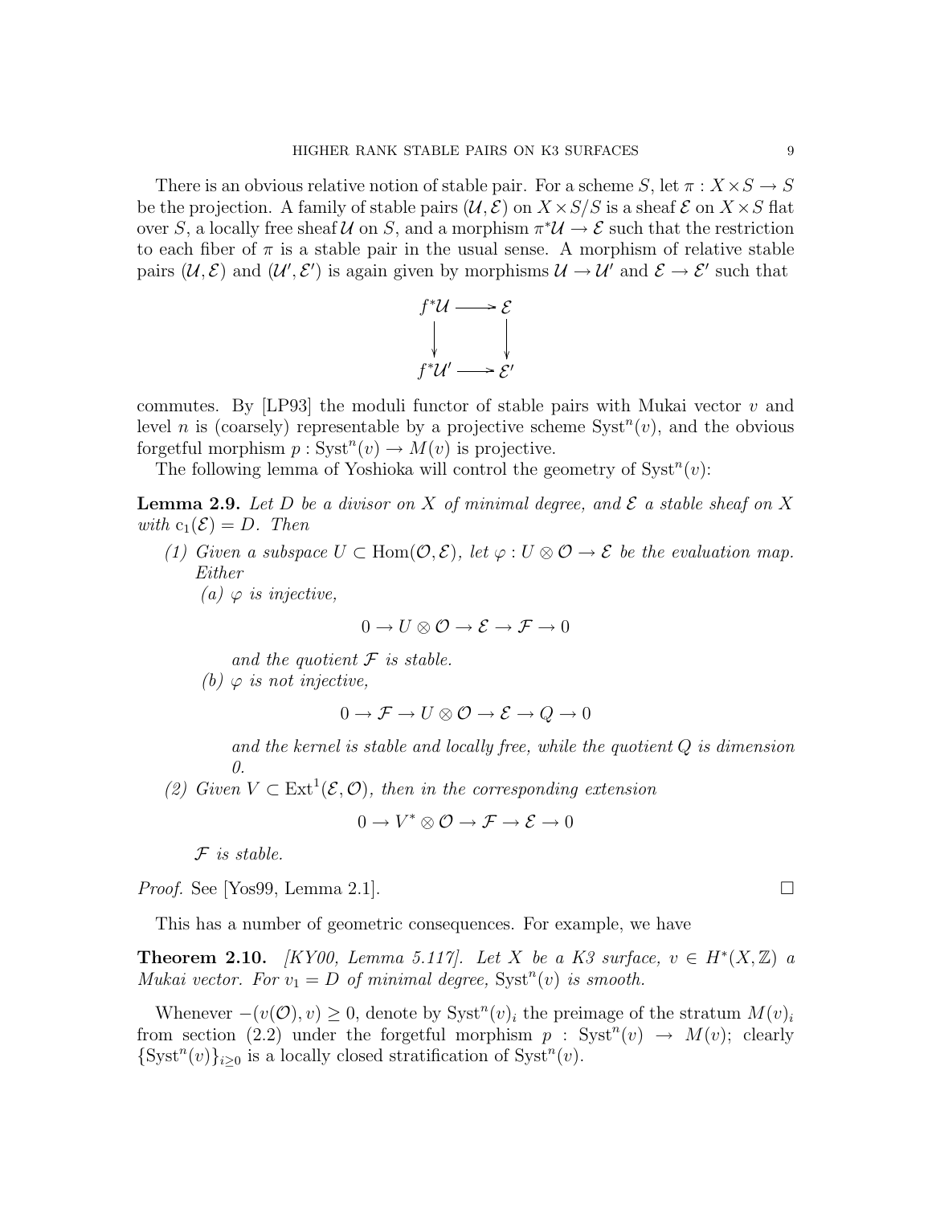There is an obvious relative notion of stable pair. For a scheme $S$, let $\pi : X \times S \to S$ be the projection. A family of stable pairs $(\mathcal{U}, \mathcal{E})$ on $X \times S/S$ is a sheaf $\mathcal{E}$ on $X \times S$ flat over $S$, a locally free sheaf $\mathcal{U}$ on $S$, and a morphism $\pi^*\mathcal{U} \to \mathcal{E}$ such that the restriction to each fiber of $\pi$ is a stable pair in the usual sense. A morphism of relative stable pairs $(\mathcal{U}, \mathcal{E})$ and $(\mathcal{U}', \mathcal{E}')$ is again given by morphisms $\mathcal{U} \to \mathcal{U}'$ and $\mathcal{E} \to \mathcal{E}'$ such that

$$\begin{array}{ccc} f^*\mathcal{U} & \longrightarrow & \mathcal{E} \\ \downarrow & & \downarrow \\ f^*\mathcal{U}' & \longrightarrow & \mathcal{E}' \end{array}$$

commutes. By [LP93] the moduli functor of stable pairs with Mukai vector $v$ and level $n$ is (coarsely) representable by a projective scheme $\mathrm{Syst}^n(v)$, and the obvious forgetful morphism $p : \mathrm{Syst}^n(v) \to M(v)$ is projective.

The following lemma of Yoshioka will control the geometry of $\mathrm{Syst}^n(v)$:

**Lemma 2.9.** *Let $D$ be a divisor on $X$ of minimal degree, and $\mathcal{E}$ a stable sheaf on $X$ with $\mathrm{c}_1(\mathcal{E}) = D$. Then*

*(1) Given a subspace $U \subset \mathrm{Hom}(\mathcal{O}, \mathcal{E})$, let $\varphi : U \otimes \mathcal{O} \to \mathcal{E}$ be the evaluation map. Either*

*(a) $\varphi$ is injective,*

$$0 \to U \otimes \mathcal{O} \to \mathcal{E} \to \mathcal{F} \to 0$$

*and the quotient $\mathcal{F}$ is stable.*

*(b) $\varphi$ is not injective,*

$$0 \to \mathcal{F} \to U \otimes \mathcal{O} \to \mathcal{E} \to Q \to 0$$

*and the kernel is stable and locally free, while the quotient $Q$ is dimension 0.*

*(2) Given $V \subset \mathrm{Ext}^1(\mathcal{E}, \mathcal{O})$, then in the corresponding extension*

$$0 \to V^* \otimes \mathcal{O} \to \mathcal{F} \to \mathcal{E} \to 0$$

*$\mathcal{F}$ is stable.*

*Proof.* See [Yos99, Lemma 2.1]. □

This has a number of geometric consequences. For example, we have

**Theorem 2.10.** *[KY00, Lemma 5.117]. Let $X$ be a K3 surface, $v \in H^*(X, \mathbb{Z})$ a Mukai vector. For $v_1 = D$ of minimal degree, $\mathrm{Syst}^n(v)$ is smooth.*

Whenever $-(v(\mathcal{O}), v) \geq 0$, denote by $\mathrm{Syst}^n(v)_i$ the preimage of the stratum $M(v)_i$ from section (2.2) under the forgetful morphism $p : \mathrm{Syst}^n(v) \to M(v)$; clearly $\{\mathrm{Syst}^n(v)\}_{i\geq 0}$ is a locally closed stratification of $\mathrm{Syst}^n(v)$.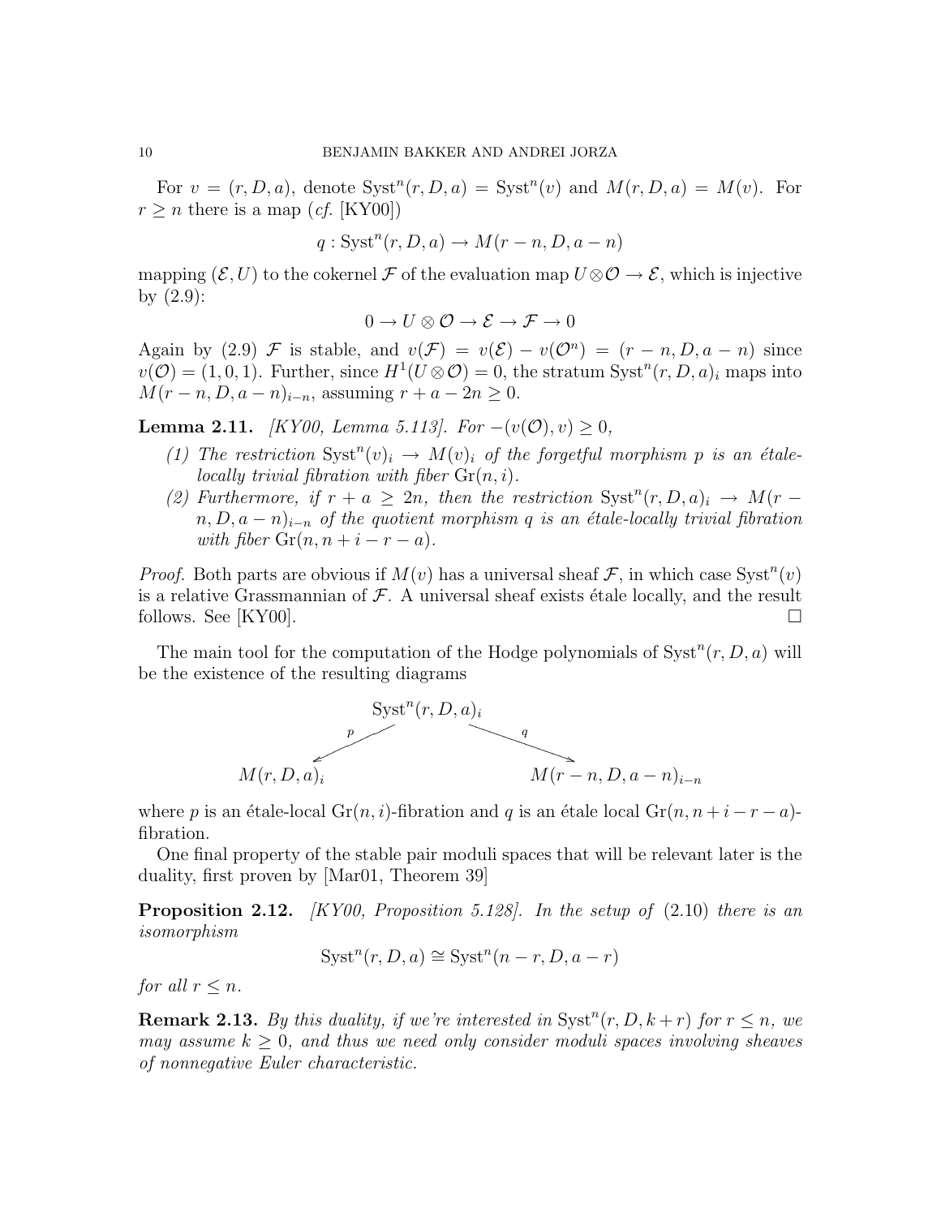For $v = (r, D, a)$, denote $\mathrm{Syst}^n(r, D, a) = \mathrm{Syst}^n(v)$ and $M(r, D, a) = M(v)$. For $r \geq n$ there is a map (*cf.* [KY00])

$$q : \mathrm{Syst}^n(r, D, a) \to M(r - n, D, a - n)$$

mapping $(\mathcal{E}, U)$ to the cokernel $\mathcal{F}$ of the evaluation map $U \otimes \mathcal{O} \to \mathcal{E}$, which is injective by (2.9):

$$0 \to U \otimes \mathcal{O} \to \mathcal{E} \to \mathcal{F} \to 0$$

Again by (2.9) $\mathcal{F}$ is stable, and $v(\mathcal{F}) = v(\mathcal{E}) - v(\mathcal{O}^n) = (r - n, D, a - n)$ since $v(\mathcal{O}) = (1, 0, 1)$. Further, since $H^1(U \otimes \mathcal{O}) = 0$, the stratum $\mathrm{Syst}^n(r, D, a)_i$ maps into $M(r - n, D, a - n)_{i-n}$, assuming $r + a - 2n \geq 0$.

**Lemma 2.11.** *[KY00, Lemma 5.113]. For $-(v(\mathcal{O}), v) \geq 0$,*

1. *The restriction $\mathrm{Syst}^n(v)_i \to M(v)_i$ of the forgetful morphism $p$ is an étale-locally trivial fibration with fiber $\mathrm{Gr}(n, i)$.*
2. *Furthermore, if $r + a \geq 2n$, then the restriction $\mathrm{Syst}^n(r, D, a)_i \to M(r - n, D, a - n)_{i-n}$ of the quotient morphism $q$ is an étale-locally trivial fibration with fiber $\mathrm{Gr}(n, n + i - r - a)$.*

*Proof.* Both parts are obvious if $M(v)$ has a universal sheaf $\mathcal{F}$, in which case $\mathrm{Syst}^n(v)$ is a relative Grassmannian of $\mathcal{F}$. A universal sheaf exists étale locally, and the result follows. See [KY00]. □

The main tool for the computation of the Hodge polynomials of $\mathrm{Syst}^n(r, D, a)$ will be the existence of the resulting diagrams

$$M(r, D, a)_i \xleftarrow{\;p\;} \mathrm{Syst}^n(r, D, a)_i \xrightarrow{\;q\;} M(r - n, D, a - n)_{i-n}$$

where $p$ is an étale-local $\mathrm{Gr}(n, i)$-fibration and $q$ is an étale local $\mathrm{Gr}(n, n + i - r - a)$-fibration.

One final property of the stable pair moduli spaces that will be relevant later is the duality, first proven by [Mar01, Theorem 39]

**Proposition 2.12.** *[KY00, Proposition 5.128]. In the setup of (2.10) there is an isomorphism*

$$\mathrm{Syst}^n(r, D, a) \cong \mathrm{Syst}^n(n - r, D, a - r)$$

*for all $r \leq n$.*

**Remark 2.13.** *By this duality, if we're interested in $\mathrm{Syst}^n(r, D, k + r)$ for $r \leq n$, we may assume $k \geq 0$, and thus we need only consider moduli spaces involving sheaves of nonnegative Euler characteristic.*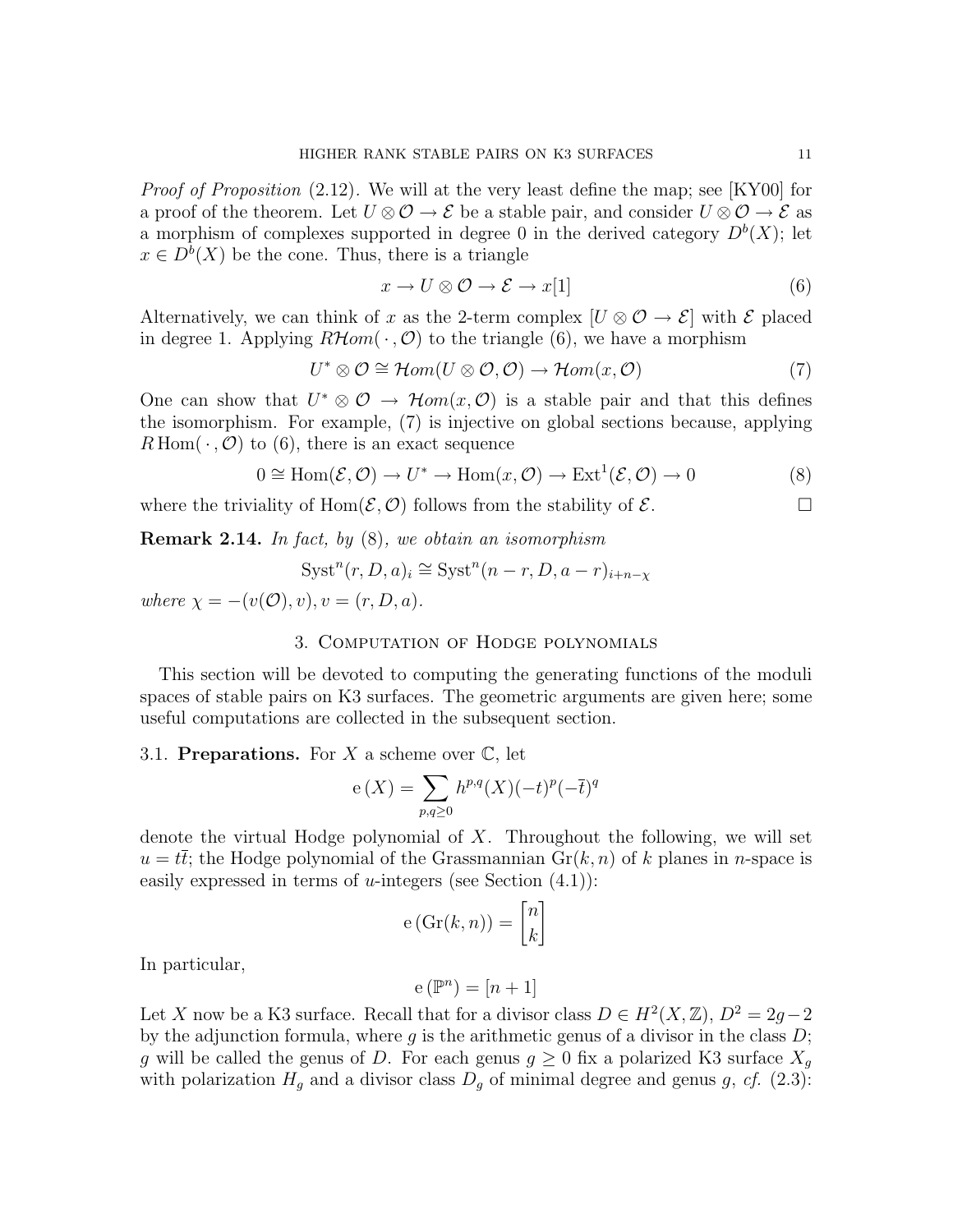*Proof of Proposition* (2.12). We will at the very least define the map; see [KY00] for a proof of the theorem. Let $U \otimes \mathcal{O} \to \mathcal{E}$ be a stable pair, and consider $U \otimes \mathcal{O} \to \mathcal{E}$ as a morphism of complexes supported in degree 0 in the derived category $D^b(X)$; let $x \in D^b(X)$ be the cone. Thus, there is a triangle

$$x \to U \otimes \mathcal{O} \to \mathcal{E} \to x[1] \tag{6}$$

Alternatively, we can think of $x$ as the 2-term complex $[U \otimes \mathcal{O} \to \mathcal{E}]$ with $\mathcal{E}$ placed in degree 1. Applying $R\mathcal{H}om(\,\cdot\,, \mathcal{O})$ to the triangle (6), we have a morphism

$$U^* \otimes \mathcal{O} \cong \mathcal{H}om(U \otimes \mathcal{O}, \mathcal{O}) \to \mathcal{H}om(x, \mathcal{O}) \tag{7}$$

One can show that $U^* \otimes \mathcal{O} \to \mathcal{H}om(x, \mathcal{O})$ is a stable pair and that this defines the isomorphism. For example, (7) is injective on global sections because, applying $R\operatorname{Hom}(\,\cdot\,, \mathcal{O})$ to (6), there is an exact sequence

$$0 \cong \operatorname{Hom}(\mathcal{E}, \mathcal{O}) \to U^* \to \operatorname{Hom}(x, \mathcal{O}) \to \operatorname{Ext}^1(\mathcal{E}, \mathcal{O}) \to 0 \tag{8}$$

where the triviality of $\operatorname{Hom}(\mathcal{E}, \mathcal{O})$ follows from the stability of $\mathcal{E}$. $\square$

**Remark 2.14.** *In fact, by* (8)*, we obtain an isomorphism*

$$\operatorname{Syst}^n(r, D, a)_i \cong \operatorname{Syst}^n(n-r, D, a-r)_{i+n-\chi}$$

*where* $\chi = -(v(\mathcal{O}), v)$, $v = (r, D, a)$.

## 3. Computation of Hodge polynomials

This section will be devoted to computing the generating functions of the moduli spaces of stable pairs on K3 surfaces. The geometric arguments are given here; some useful computations are collected in the subsequent section.

3.1. **Preparations.** For $X$ a scheme over $\mathbb{C}$, let

$$\mathrm{e}\,(X) = \sum_{p,q \geq 0} h^{p,q}(X)(-t)^p(-\bar{t})^q$$

denote the virtual Hodge polynomial of $X$. Throughout the following, we will set $u = t\bar{t}$; the Hodge polynomial of the Grassmannian $\operatorname{Gr}(k, n)$ of $k$ planes in $n$-space is easily expressed in terms of $u$-integers (see Section (4.1)):

$$\mathrm{e}\,(\operatorname{Gr}(k, n)) = \begin{bmatrix} n \\ k \end{bmatrix}$$

In particular,

$$\mathrm{e}\,(\mathbb{P}^n) = [n+1]$$

Let $X$ now be a K3 surface. Recall that for a divisor class $D \in H^2(X, \mathbb{Z})$, $D^2 = 2g-2$ by the adjunction formula, where $g$ is the arithmetic genus of a divisor in the class $D$; $g$ will be called the genus of $D$. For each genus $g \geq 0$ fix a polarized K3 surface $X_g$ with polarization $H_g$ and a divisor class $D_g$ of minimal degree and genus $g$, *cf.* (2.3):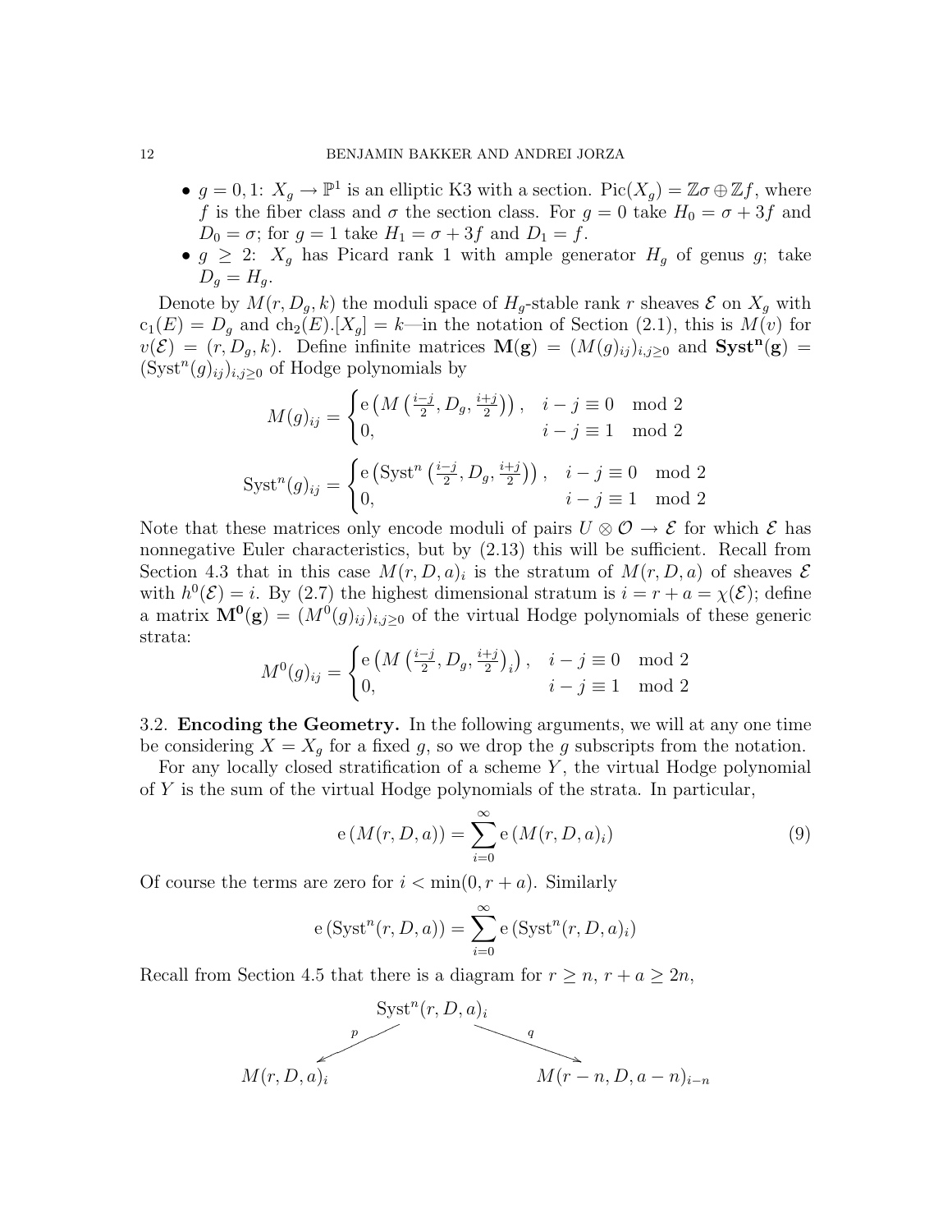- $g = 0, 1$: $X_g \to \mathbb{P}^1$ is an elliptic K3 with a section. $\mathrm{Pic}(X_g) = \mathbb{Z}\sigma \oplus \mathbb{Z}f$, where $f$ is the fiber class and $\sigma$ the section class. For $g = 0$ take $H_0 = \sigma + 3f$ and $D_0 = \sigma$; for $g = 1$ take $H_1 = \sigma + 3f$ and $D_1 = f$.
- $g \geq 2$: $X_g$ has Picard rank 1 with ample generator $H_g$ of genus $g$; take $D_g = H_g$.

Denote by $M(r, D_g, k)$ the moduli space of $H_g$-stable rank $r$ sheaves $\mathcal{E}$ on $X_g$ with $\mathrm{c}_1(E) = D_g$ and $\mathrm{ch}_2(E).[X_g] = k$—in the notation of Section (2.1), this is $M(v)$ for $v(\mathcal{E}) = (r, D_g, k)$. Define infinite matrices $\mathbf{M(g)} = (M(g)_{ij})_{i,j\geq 0}$ and $\mathbf{Syst^n(g)} = (\mathrm{Syst}^n(g)_{ij})_{i,j\geq 0}$ of Hodge polynomials by

$$M(g)_{ij} = \begin{cases} \mathrm{e}\left(M\left(\frac{i-j}{2}, D_g, \frac{i+j}{2}\right)\right), & i-j \equiv 0 \mod 2 \\ 0, & i-j \equiv 1 \mod 2 \end{cases}$$

$$\mathrm{Syst}^n(g)_{ij} = \begin{cases} \mathrm{e}\left(\mathrm{Syst}^n\left(\frac{i-j}{2}, D_g, \frac{i+j}{2}\right)\right), & i-j \equiv 0 \mod 2 \\ 0, & i-j \equiv 1 \mod 2 \end{cases}$$

Note that these matrices only encode moduli of pairs $U \otimes \mathcal{O} \to \mathcal{E}$ for which $\mathcal{E}$ has nonnegative Euler characteristics, but by (2.13) this will be sufficient. Recall from Section 4.3 that in this case $M(r, D, a)_i$ is the stratum of $M(r, D, a)$ of sheaves $\mathcal{E}$ with $h^0(\mathcal{E}) = i$. By (2.7) the highest dimensional stratum is $i = r + a = \chi(\mathcal{E})$; define a matrix $\mathbf{M^0(g)} = (M^0(g)_{ij})_{i,j\geq 0}$ of the virtual Hodge polynomials of these generic strata:

$$M^0(g)_{ij} = \begin{cases} \mathrm{e}\left(M\left(\frac{i-j}{2}, D_g, \frac{i+j}{2}\right)_i\right), & i-j \equiv 0 \mod 2 \\ 0, & i-j \equiv 1 \mod 2 \end{cases}$$

## 3.2. Encoding the Geometry.

In the following arguments, we will at any one time be considering $X = X_g$ for a fixed $g$, so we drop the $g$ subscripts from the notation.

For any locally closed stratification of a scheme $Y$, the virtual Hodge polynomial of $Y$ is the sum of the virtual Hodge polynomials of the strata. In particular,

$$\mathrm{e}\left(M(r, D, a)\right) = \sum_{i=0}^{\infty} \mathrm{e}\left(M(r, D, a)_i\right) \tag{9}$$

Of course the terms are zero for $i < \min(0, r + a)$. Similarly

$$\mathrm{e}\left(\mathrm{Syst}^n(r, D, a)\right) = \sum_{i=0}^{\infty} \mathrm{e}\left(\mathrm{Syst}^n(r, D, a)_i\right)$$

Recall from Section 4.5 that there is a diagram for $r \geq n$, $r + a \geq 2n$,

$$\begin{array}{ccc} & \mathrm{Syst}^n(r, D, a)_i & \\ {}^{p}\swarrow & & \searrow^{q} \\ M(r, D, a)_i & & M(r-n, D, a-n)_{i-n} \end{array}$$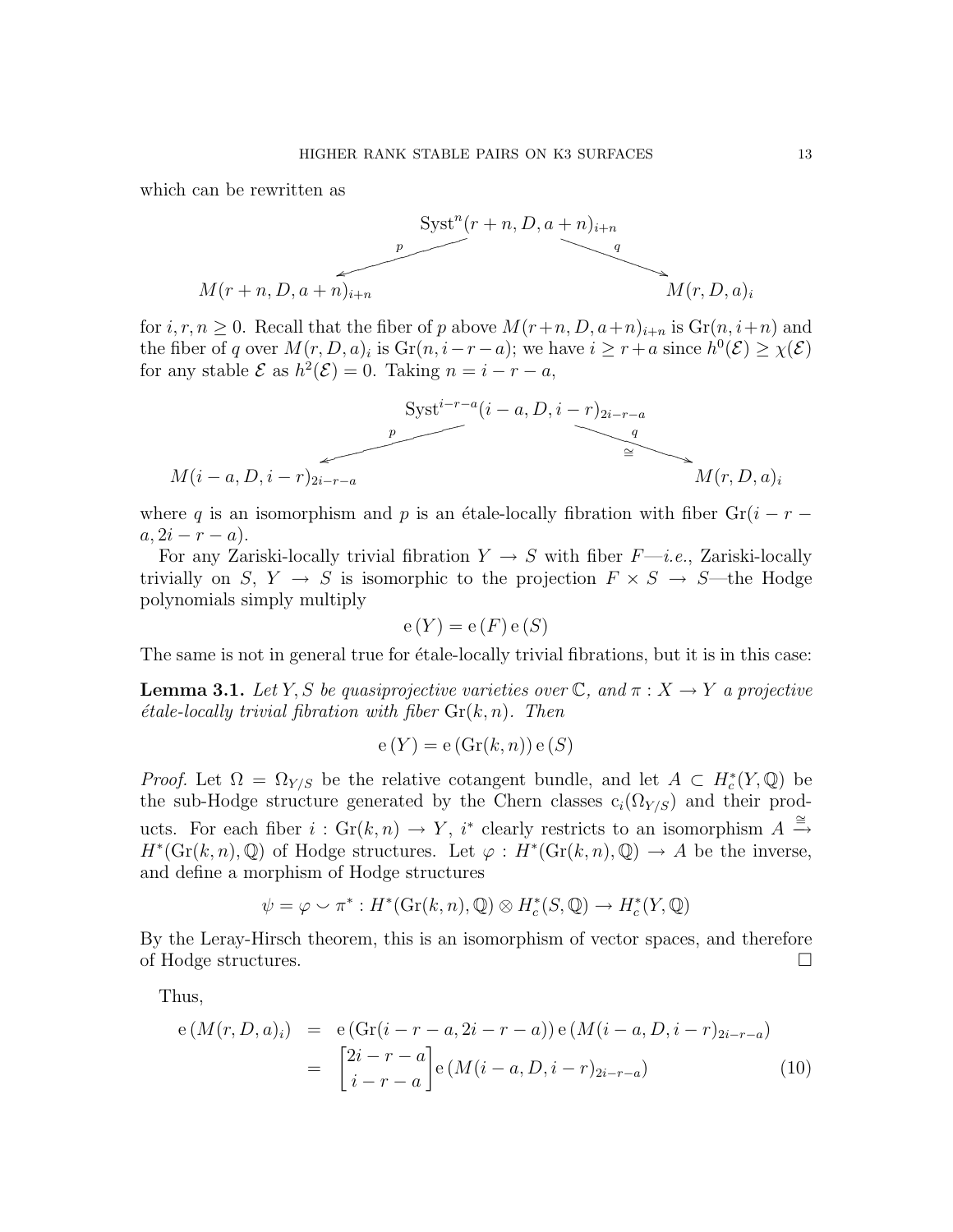which can be rewritten as

$$
\begin{array}{ccc}
 & \mathrm{Syst}^n(r+n, D, a+n)_{i+n} & \\
\swarrow^{p} & & \searrow^{q} \\
M(r+n, D, a+n)_{i+n} & & M(r, D, a)_i
\end{array}
$$

for $i, r, n \geq 0$. Recall that the fiber of $p$ above $M(r+n, D, a+n)_{i+n}$ is $\mathrm{Gr}(n, i+n)$ and the fiber of $q$ over $M(r, D, a)_i$ is $\mathrm{Gr}(n, i-r-a)$; we have $i \geq r+a$ since $h^0(\mathcal{E}) \geq \chi(\mathcal{E})$ for any stable $\mathcal{E}$ as $h^2(\mathcal{E}) = 0$. Taking $n = i - r - a$,

$$
\begin{array}{ccc}
 & \mathrm{Syst}^{i-r-a}(i-a, D, i-r)_{2i-r-a} & \\
\swarrow^{p} & & \searrow^{q}_{\cong} \\
M(i-a, D, i-r)_{2i-r-a} & & M(r, D, a)_i
\end{array}
$$

where $q$ is an isomorphism and $p$ is an étale-locally fibration with fiber $\mathrm{Gr}(i-r-a, 2i-r-a)$.

For any Zariski-locally trivial fibration $Y \to S$ with fiber $F$—*i.e.*, Zariski-locally trivially on $S$, $Y \to S$ is isomorphic to the projection $F \times S \to S$—the Hodge polynomials simply multiply

$$
\mathrm{e}(Y) = \mathrm{e}(F)\,\mathrm{e}(S)
$$

The same is not in general true for étale-locally trivial fibrations, but it is in this case:

**Lemma 3.1.** *Let $Y, S$ be quasiprojective varieties over $\mathbb{C}$, and $\pi : X \to Y$ a projective étale-locally trivial fibration with fiber $\mathrm{Gr}(k, n)$. Then*

$$
\mathrm{e}(Y) = \mathrm{e}(\mathrm{Gr}(k, n))\,\mathrm{e}(S)
$$

*Proof.* Let $\Omega = \Omega_{Y/S}$ be the relative cotangent bundle, and let $A \subset H^*_c(Y, \mathbb{Q})$ be the sub-Hodge structure generated by the Chern classes $\mathrm{c}_i(\Omega_{Y/S})$ and their products. For each fiber $i : \mathrm{Gr}(k, n) \to Y$, $i^*$ clearly restricts to an isomorphism $A \xrightarrow{\cong} H^*(\mathrm{Gr}(k, n), \mathbb{Q})$ of Hodge structures. Let $\varphi : H^*(\mathrm{Gr}(k, n), \mathbb{Q}) \to A$ be the inverse, and define a morphism of Hodge structures

$$
\psi = \varphi \smile \pi^* : H^*(\mathrm{Gr}(k, n), \mathbb{Q}) \otimes H^*_c(S, \mathbb{Q}) \to H^*_c(Y, \mathbb{Q})
$$

By the Leray-Hirsch theorem, this is an isomorphism of vector spaces, and therefore of Hodge structures. □

Thus,

$$
\begin{aligned}
\mathrm{e}(M(r, D, a)_i) &= \mathrm{e}(\mathrm{Gr}(i-r-a, 2i-r-a))\,\mathrm{e}(M(i-a, D, i-r)_{2i-r-a}) \\
&= \begin{bmatrix} 2i-r-a \\ i-r-a \end{bmatrix} \mathrm{e}(M(i-a, D, i-r)_{2i-r-a}) \qquad (10)
\end{aligned}
$$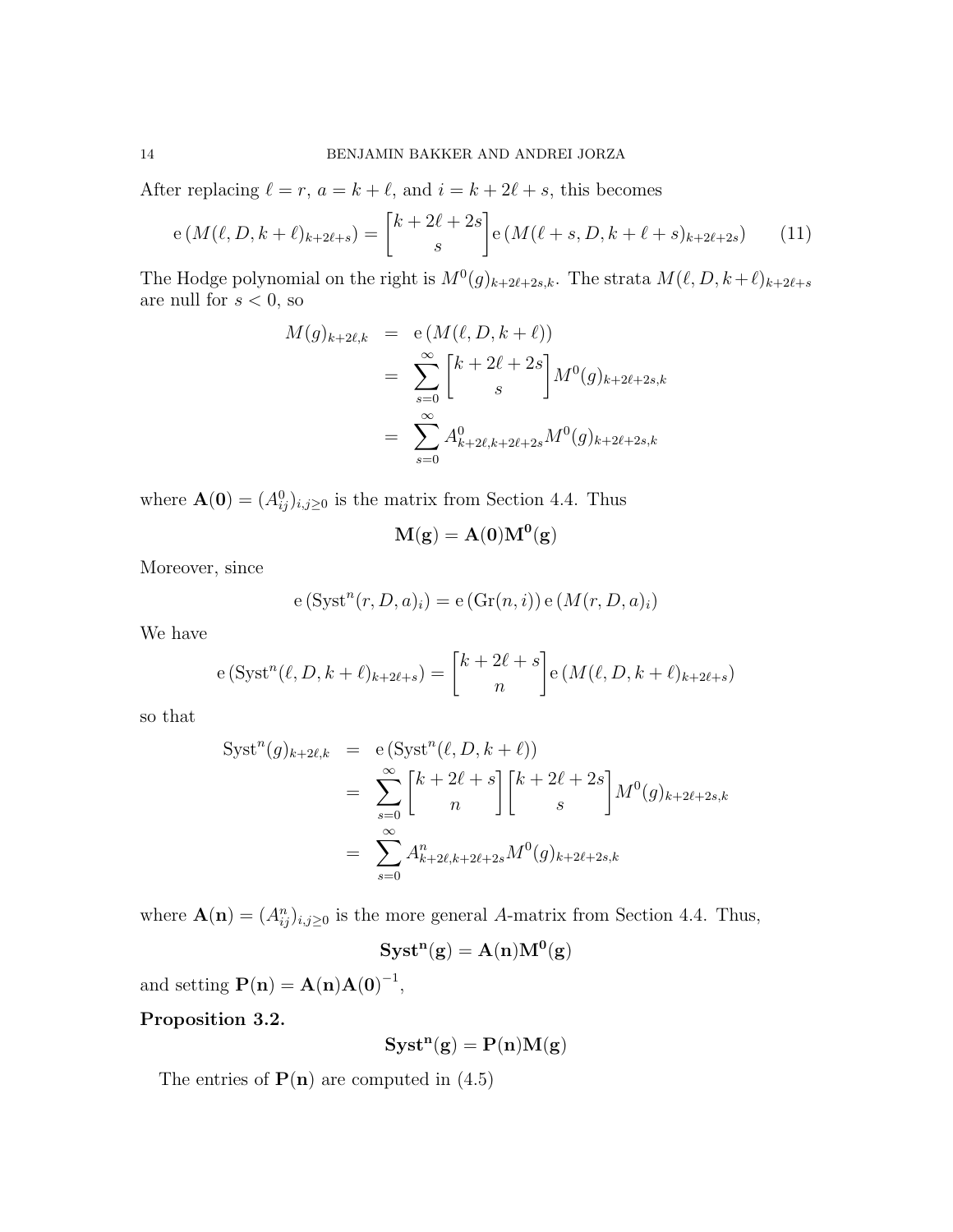After replacing $\ell = r$, $a = k + \ell$, and $i = k + 2\ell + s$, this becomes

$$\mathrm{e}\left(M(\ell, D, k+\ell)_{k+2\ell+s}\right) = \begin{bmatrix} k+2\ell+2s \\ s \end{bmatrix} \mathrm{e}\left(M(\ell+s, D, k+\ell+s)_{k+2\ell+2s}\right) \tag{11}$$

The Hodge polynomial on the right is $M^0(g)_{k+2\ell+2s,k}$. The strata $M(\ell, D, k+\ell)_{k+2\ell+s}$ are null for $s < 0$, so

$$\begin{aligned} M(g)_{k+2\ell,k} &= \mathrm{e}\left(M(\ell, D, k+\ell)\right) \\ &= \sum_{s=0}^{\infty} \begin{bmatrix} k+2\ell+2s \\ s \end{bmatrix} M^0(g)_{k+2\ell+2s,k} \\ &= \sum_{s=0}^{\infty} A^0_{k+2\ell,k+2\ell+2s} M^0(g)_{k+2\ell+2s,k} \end{aligned}$$

where $\mathbf{A(0)} = (A^0_{ij})_{i,j\geq 0}$ is the matrix from Section 4.4. Thus

$$\mathbf{M(g)} = \mathbf{A(0)}\mathbf{M^0(g)}$$

Moreover, since

$$\mathrm{e}\left(\mathrm{Syst}^n(r, D, a)_i\right) = \mathrm{e}\left(\mathrm{Gr}(n, i)\right) \mathrm{e}\left(M(r, D, a)_i\right)$$

We have

$$\mathrm{e}\left(\mathrm{Syst}^n(\ell, D, k+\ell)_{k+2\ell+s}\right) = \begin{bmatrix} k+2\ell+s \\ n \end{bmatrix} \mathrm{e}\left(M(\ell, D, k+\ell)_{k+2\ell+s}\right)$$

so that

$$\begin{aligned} \mathrm{Syst}^n(g)_{k+2\ell,k} &= \mathrm{e}\left(\mathrm{Syst}^n(\ell, D, k+\ell)\right) \\ &= \sum_{s=0}^{\infty} \begin{bmatrix} k+2\ell+s \\ n \end{bmatrix} \begin{bmatrix} k+2\ell+2s \\ s \end{bmatrix} M^0(g)_{k+2\ell+2s,k} \\ &= \sum_{s=0}^{\infty} A^n_{k+2\ell,k+2\ell+2s} M^0(g)_{k+2\ell+2s,k} \end{aligned}$$

where $\mathbf{A(n)} = (A^n_{ij})_{i,j\geq 0}$ is the more general $A$-matrix from Section 4.4. Thus,

$$\mathbf{Syst^n(g)} = \mathbf{A(n)}\mathbf{M^0(g)}$$

and setting $\mathbf{P(n)} = \mathbf{A(n)}\mathbf{A(0)}^{-1}$,

**Proposition 3.2.**

$$\mathbf{Syst^n(g)} = \mathbf{P(n)}\mathbf{M(g)}$$

The entries of $\mathbf{P(n)}$ are computed in (4.5)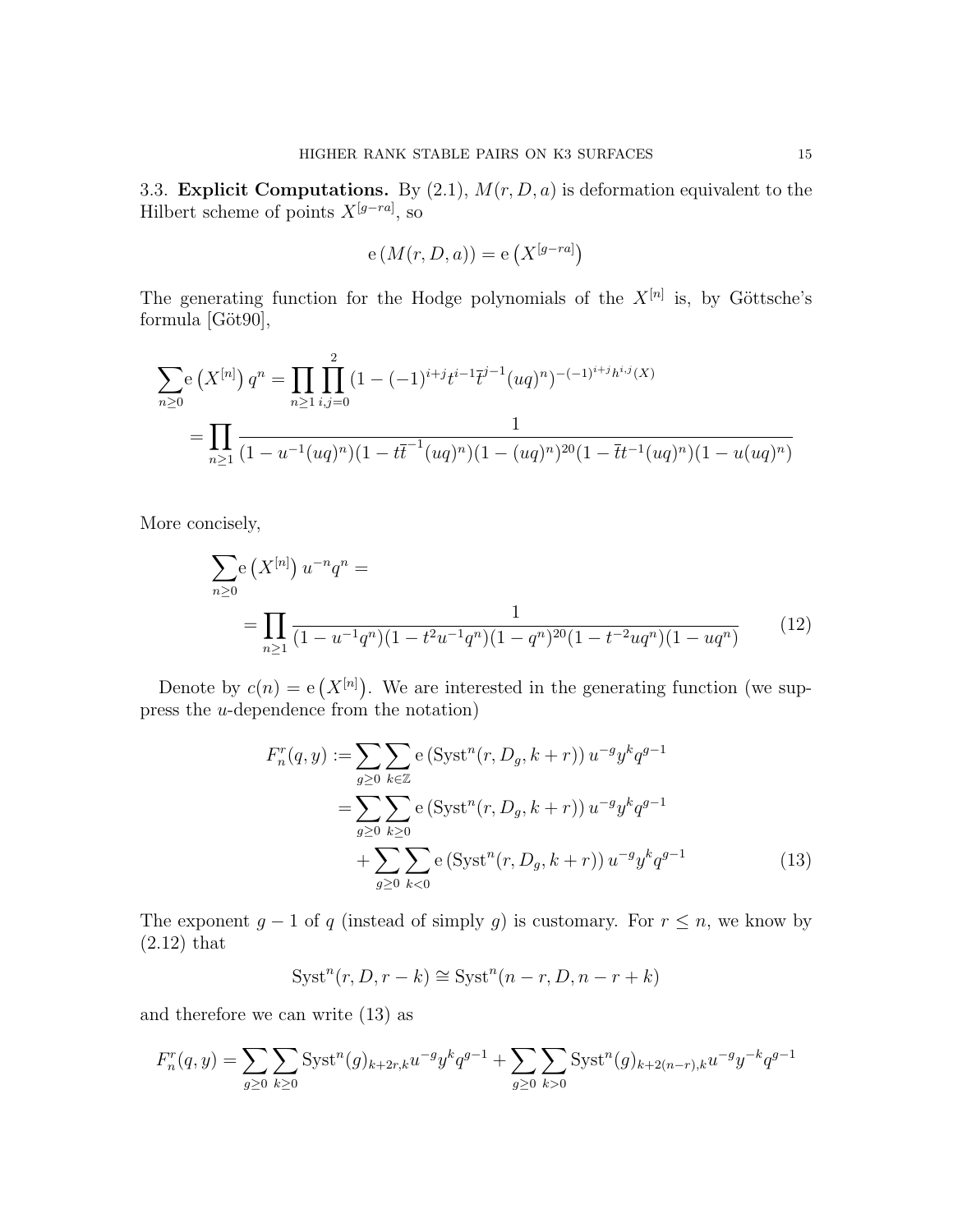### 3.3. Explicit Computations.

By (2.1), $M(r, D, a)$ is deformation equivalent to the Hilbert scheme of points $X^{[g-ra]}$, so

$$\mathrm{e}\left(M(r, D, a)\right) = \mathrm{e}\left(X^{[g-ra]}\right)$$

The generating function for the Hodge polynomials of the $X^{[n]}$ is, by Göttsche's formula [Göt90],

$$\begin{aligned}
\sum_{n\geq 0} \mathrm{e}\left(X^{[n]}\right) q^n &= \prod_{n\geq 1}\prod_{i,j=0}^{2} (1-(-1)^{i+j}t^{i-1}\bar{t}^{j-1}(uq)^n)^{-(-1)^{i+j}h^{i,j}(X)} \\
&= \prod_{n\geq 1} \frac{1}{(1-u^{-1}(uq)^n)(1-t\bar{t}^{-1}(uq)^n)(1-(uq)^n)^{20}(1-\bar{t}t^{-1}(uq)^n)(1-u(uq)^n)}
\end{aligned}$$

More concisely,

$$\begin{aligned}
&\sum_{n\geq 0} \mathrm{e}\left(X^{[n]}\right) u^{-n} q^n = \\
&\quad = \prod_{n\geq 1} \frac{1}{(1-u^{-1}q^n)(1-t^2u^{-1}q^n)(1-q^n)^{20}(1-t^{-2}uq^n)(1-uq^n)} \qquad (12)
\end{aligned}$$

Denote by $c(n) = \mathrm{e}\left(X^{[n]}\right)$. We are interested in the generating function (we suppress the $u$-dependence from the notation)

$$\begin{aligned}
F_n^r(q,y) :&= \sum_{g\geq 0}\sum_{k\in\mathbb{Z}} \mathrm{e}\left(\mathrm{Syst}^n(r, D_g, k+r)\right) u^{-g} y^k q^{g-1} \\
&= \sum_{g\geq 0}\sum_{k\geq 0} \mathrm{e}\left(\mathrm{Syst}^n(r, D_g, k+r)\right) u^{-g} y^k q^{g-1} \\
&\quad + \sum_{g\geq 0}\sum_{k< 0} \mathrm{e}\left(\mathrm{Syst}^n(r, D_g, k+r)\right) u^{-g} y^k q^{g-1} \qquad (13)
\end{aligned}$$

The exponent $g-1$ of $q$ (instead of simply $g$) is customary. For $r \leq n$, we know by (2.12) that

$$\mathrm{Syst}^n(r, D, r-k) \cong \mathrm{Syst}^n(n-r, D, n-r+k)$$

and therefore we can write (13) as

$$F_n^r(q,y) = \sum_{g\geq 0}\sum_{k\geq 0} \mathrm{Syst}^n(g)_{k+2r,k} u^{-g} y^k q^{g-1} + \sum_{g\geq 0}\sum_{k>0} \mathrm{Syst}^n(g)_{k+2(n-r),k} u^{-g} y^{-k} q^{g-1}$$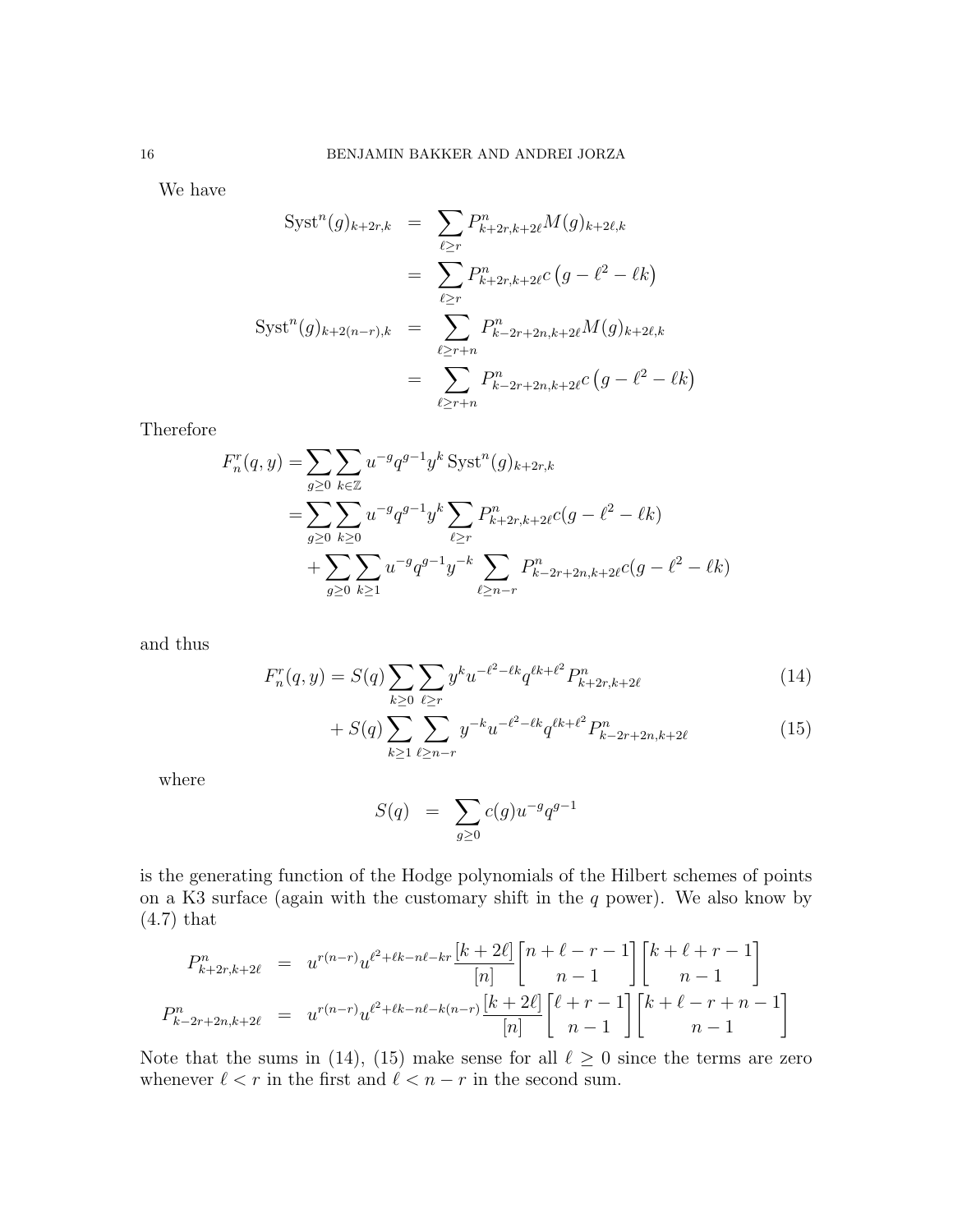We have

$$
\begin{aligned}
\operatorname{Syst}^n(g)_{k+2r,k} &= \sum_{\ell \geq r} P^n_{k+2r,k+2\ell} M(g)_{k+2\ell,k} \\
&= \sum_{\ell \geq r} P^n_{k+2r,k+2\ell} c\left(g - \ell^2 - \ell k\right) \\
\operatorname{Syst}^n(g)_{k+2(n-r),k} &= \sum_{\ell \geq r+n} P^n_{k-2r+2n,k+2\ell} M(g)_{k+2\ell,k} \\
&= \sum_{\ell \geq r+n} P^n_{k-2r+2n,k+2\ell} c\left(g - \ell^2 - \ell k\right)
\end{aligned}
$$

Therefore

$$
\begin{aligned}
F_n^r(q,y) =& \sum_{g \geq 0} \sum_{k \in \mathbb{Z}} u^{-g} q^{g-1} y^k \operatorname{Syst}^n(g)_{k+2r,k} \\
=& \sum_{g \geq 0} \sum_{k \geq 0} u^{-g} q^{g-1} y^k \sum_{\ell \geq r} P^n_{k+2r,k+2\ell} c(g - \ell^2 - \ell k) \\
&+ \sum_{g \geq 0} \sum_{k \geq 1} u^{-g} q^{g-1} y^{-k} \sum_{\ell \geq n-r} P^n_{k-2r+2n,k+2\ell} c(g - \ell^2 - \ell k)
\end{aligned}
$$

and thus

$$
F_n^r(q,y) = S(q) \sum_{k \geq 0} \sum_{\ell \geq r} y^k u^{-\ell^2 - \ell k} q^{\ell k + \ell^2} P^n_{k+2r,k+2\ell} \tag{14}
$$

$$
+ S(q) \sum_{k \geq 1} \sum_{\ell \geq n-r} y^{-k} u^{-\ell^2 - \ell k} q^{\ell k + \ell^2} P^n_{k-2r+2n,k+2\ell} \tag{15}
$$

where

$$
S(q) = \sum_{g \geq 0} c(g) u^{-g} q^{g-1}
$$

is the generating function of the Hodge polynomials of the Hilbert schemes of points on a K3 surface (again with the customary shift in the $q$ power). We also know by (4.7) that

$$
\begin{aligned}
P^n_{k+2r,k+2\ell} &= u^{r(n-r)} u^{\ell^2 + \ell k - n\ell - kr} \frac{[k+2\ell]}{[n]} \begin{bmatrix} n+\ell-r-1 \\ n-1 \end{bmatrix} \begin{bmatrix} k+\ell+r-1 \\ n-1 \end{bmatrix} \\
P^n_{k-2r+2n,k+2\ell} &= u^{r(n-r)} u^{\ell^2 + \ell k - n\ell - k(n-r)} \frac{[k+2\ell]}{[n]} \begin{bmatrix} \ell+r-1 \\ n-1 \end{bmatrix} \begin{bmatrix} k+\ell-r+n-1 \\ n-1 \end{bmatrix}
\end{aligned}
$$

Note that the sums in (14), (15) make sense for all $\ell \geq 0$ since the terms are zero whenever $\ell < r$ in the first and $\ell < n-r$ in the second sum.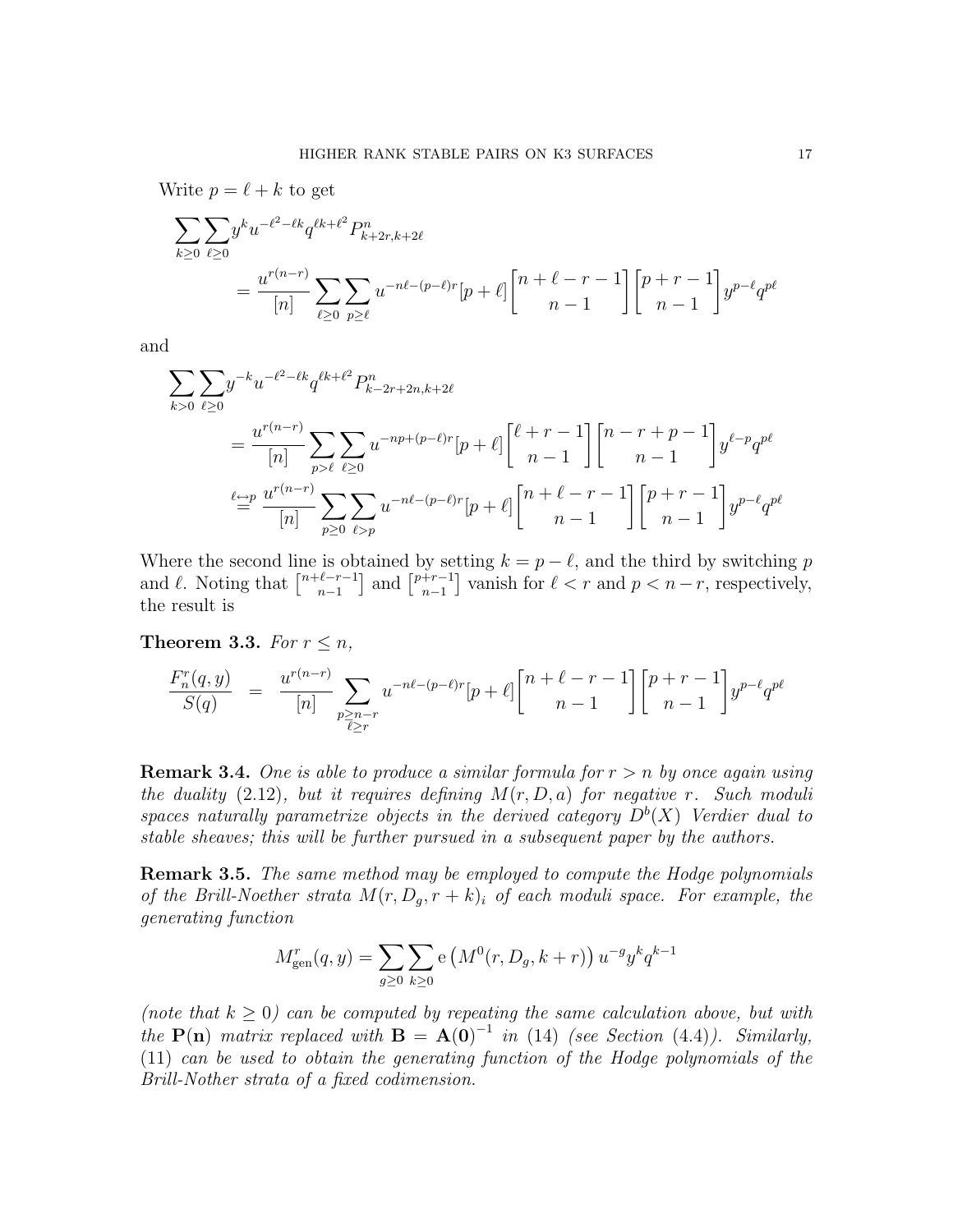Write $p = \ell + k$ to get

$$
\begin{aligned}
\sum_{k\geq 0}\sum_{\ell\geq 0} & y^k u^{-\ell^2-\ell k} q^{\ell k+\ell^2} P^n_{k+2r,k+2\ell} \\
&= \frac{u^{r(n-r)}}{[n]} \sum_{\ell\geq 0}\sum_{p\geq \ell} u^{-n\ell-(p-\ell)r}[p+\ell]\begin{bmatrix} n+\ell-r-1 \\ n-1\end{bmatrix}\begin{bmatrix} p+r-1 \\ n-1\end{bmatrix} y^{p-\ell}q^{p\ell}
\end{aligned}
$$

and

$$
\begin{aligned}
\sum_{k>0}\sum_{\ell\geq 0} & y^{-k} u^{-\ell^2-\ell k} q^{\ell k+\ell^2} P^n_{k-2r+2n,k+2\ell} \\
&= \frac{u^{r(n-r)}}{[n]} \sum_{p>\ell}\sum_{\ell\geq 0} u^{-np+(p-\ell)r}[p+\ell]\begin{bmatrix} \ell+r-1 \\ n-1\end{bmatrix}\begin{bmatrix} n-r+p-1 \\ n-1\end{bmatrix} y^{\ell-p}q^{p\ell} \\
&\overset{\ell\leftrightarrow p}{=} \frac{u^{r(n-r)}}{[n]} \sum_{p\geq 0}\sum_{\ell> p} u^{-n\ell-(p-\ell)r}[p+\ell]\begin{bmatrix} n+\ell-r-1 \\ n-1\end{bmatrix}\begin{bmatrix} p+r-1 \\ n-1\end{bmatrix} y^{p-\ell}q^{p\ell}
\end{aligned}
$$

Where the second line is obtained by setting $k = p-\ell$, and the third by switching $p$ and $\ell$. Noting that $\begin{bmatrix} n+\ell-r-1 \\ n-1\end{bmatrix}$ and $\begin{bmatrix} p+r-1 \\ n-1\end{bmatrix}$ vanish for $\ell < r$ and $p < n-r$, respectively, the result is

**Theorem 3.3.** *For $r \leq n$,*

$$
\frac{F^r_n(q,y)}{S(q)} = \frac{u^{r(n-r)}}{[n]} \sum_{\substack{p\geq n-r \\ \ell\geq r}} u^{-n\ell-(p-\ell)r}[p+\ell]\begin{bmatrix} n+\ell-r-1 \\ n-1\end{bmatrix}\begin{bmatrix} p+r-1 \\ n-1\end{bmatrix} y^{p-\ell}q^{p\ell}
$$

**Remark 3.4.** *One is able to produce a similar formula for $r > n$ by once again using the duality* (2.12)*, but it requires defining $M(r, D, a)$ for negative $r$. Such moduli spaces naturally parametrize objects in the derived category $D^b(X)$ Verdier dual to stable sheaves; this will be further pursued in a subsequent paper by the authors.*

**Remark 3.5.** *The same method may be employed to compute the Hodge polynomials of the Brill-Noether strata $M(r, D_g, r+k)_i$ of each moduli space. For example, the generating function*

$$
M^r_{\text{gen}}(q,y) = \sum_{g\geq 0}\sum_{k\geq 0} \mathrm{e}\left(M^0(r, D_g, k+r)\right) u^{-g}y^k q^{k-1}
$$

*(note that $k \geq 0$) can be computed by repeating the same calculation above, but with the $\mathbf{P(n)}$ matrix replaced with $\mathbf{B} = \mathbf{A(0)}^{-1}$ in* (14) *(see Section (4.4)). Similarly,* (11) *can be used to obtain the generating function of the Hodge polynomials of the Brill-Nother strata of a fixed codimension.*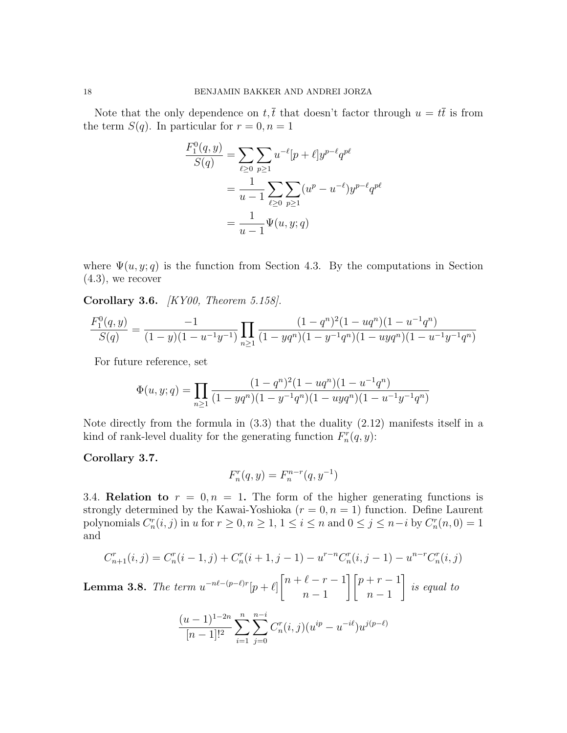Note that the only dependence on $t, \bar{t}$ that doesn't factor through $u = t\bar{t}$ is from the term $S(q)$. In particular for $r = 0, n = 1$

$$
\begin{aligned}
\frac{F_1^0(q,y)}{S(q)} &= \sum_{\ell \geq 0} \sum_{p \geq 1} u^{-\ell} [p+\ell] y^{p-\ell} q^{p\ell} \\
&= \frac{1}{u-1} \sum_{\ell \geq 0} \sum_{p \geq 1} (u^p - u^{-\ell}) y^{p-\ell} q^{p\ell} \\
&= \frac{1}{u-1} \Psi(u, y; q)
\end{aligned}
$$

where $\Psi(u, y; q)$ is the function from Section 4.3. By the computations in Section (4.3), we recover

**Corollary 3.6.** *[KY00, Theorem 5.158].*

$$
\frac{F_1^0(q,y)}{S(q)} = \frac{-1}{(1-y)(1-u^{-1}y^{-1})} \prod_{n \geq 1} \frac{(1-q^n)^2(1-uq^n)(1-u^{-1}q^n)}{(1-yq^n)(1-y^{-1}q^n)(1-uyq^n)(1-u^{-1}y^{-1}q^n)}
$$

For future reference, set

$$
\Phi(u, y; q) = \prod_{n \geq 1} \frac{(1-q^n)^2(1-uq^n)(1-u^{-1}q^n)}{(1-yq^n)(1-y^{-1}q^n)(1-uyq^n)(1-u^{-1}y^{-1}q^n)}
$$

Note directly from the formula in (3.3) that the duality (2.12) manifests itself in a kind of rank-level duality for the generating function $F_n^r(q, y)$:

**Corollary 3.7.**

$$
F_n^r(q, y) = F_n^{n-r}(q, y^{-1})
$$

3.4. **Relation to $r = 0, n = 1$.** The form of the higher generating functions is strongly determined by the Kawai-Yoshioka ($r = 0, n = 1$) function. Define Laurent polynomials $C_n^r(i, j)$ in $u$ for $r \geq 0, n \geq 1$, $1 \leq i \leq n$ and $0 \leq j \leq n - i$ by $C_n^r(n, 0) = 1$ and

$$
C_{n+1}^r(i, j) = C_n^r(i-1, j) + C_n^r(i+1, j-1) - u^{r-n} C_n^r(i, j-1) - u^{n-r} C_n^r(i, j)
$$

**Lemma 3.8.** *The term* $u^{-n\ell-(p-\ell)r}[p+\ell] \begin{bmatrix} n+\ell-r-1 \\ n-1 \end{bmatrix} \begin{bmatrix} p+r-1 \\ n-1 \end{bmatrix}$ *is equal to*

$$
\frac{(u-1)^{1-2n}}{[n-1]!^2} \sum_{i=1}^{n} \sum_{j=0}^{n-i} C_n^r(i, j)(u^{ip} - u^{-i\ell}) u^{j(p-\ell)}
$$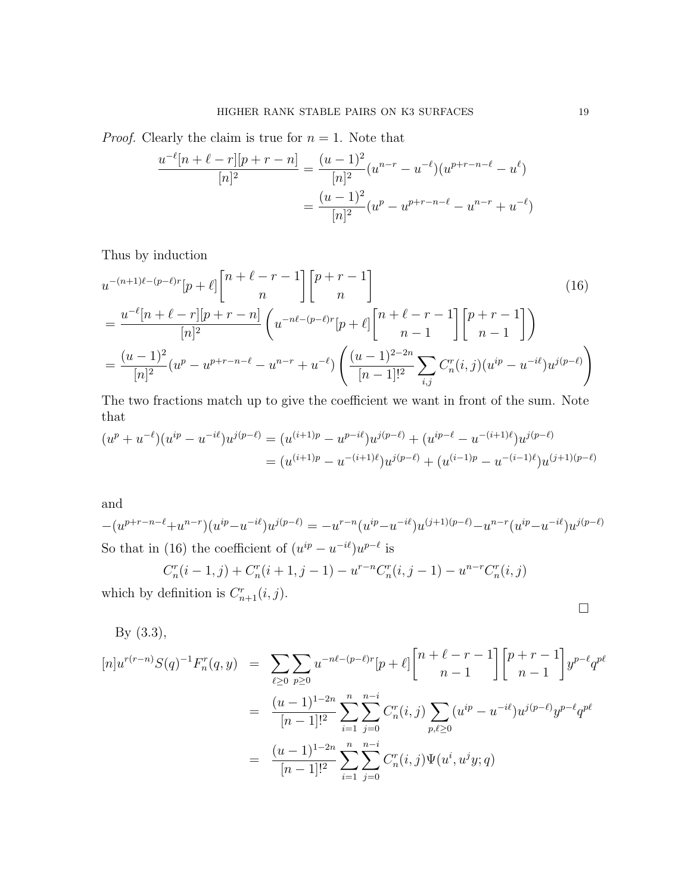*Proof.* Clearly the claim is true for $n = 1$. Note that

$$
\begin{aligned}
\frac{u^{-\ell}[n+\ell-r][p+r-n]}{[n]^2} &= \frac{(u-1)^2}{[n]^2}(u^{n-r}-u^{-\ell})(u^{p+r-n-\ell}-u^{\ell}) \\
&= \frac{(u-1)^2}{[n]^2}(u^{p}-u^{p+r-n-\ell}-u^{n-r}+u^{-\ell})
\end{aligned}
$$

Thus by induction

$$
\begin{aligned}
&u^{-(n+1)\ell-(p-\ell)r}[p+\ell]\begin{bmatrix} n+\ell-r-1 \\ n \end{bmatrix}\begin{bmatrix} p+r-1 \\ n \end{bmatrix} \qquad (16)\\
&= \frac{u^{-\ell}[n+\ell-r][p+r-n]}{[n]^2}\left(u^{-n\ell-(p-\ell)r}[p+\ell]\begin{bmatrix} n+\ell-r-1 \\ n-1 \end{bmatrix}\begin{bmatrix} p+r-1 \\ n-1 \end{bmatrix}\right) \\
&= \frac{(u-1)^2}{[n]^2}(u^{p}-u^{p+r-n-\ell}-u^{n-r}+u^{-\ell})\left(\frac{(u-1)^{2-2n}}{[n-1]!^2}\sum_{i,j}C_n^r(i,j)(u^{ip}-u^{-i\ell})u^{j(p-\ell)}\right)
\end{aligned}
$$

The two fractions match up to give the coefficient we want in front of the sum. Note that

$$
\begin{aligned}
(u^{p}+u^{-\ell})(u^{ip}-u^{-i\ell})u^{j(p-\ell)} &= (u^{(i+1)p}-u^{p-i\ell})u^{j(p-\ell)}+(u^{ip-\ell}-u^{-(i+1)\ell})u^{j(p-\ell)} \\
&= (u^{(i+1)p}-u^{-(i+1)\ell})u^{j(p-\ell)}+(u^{(i-1)p}-u^{-(i-1)\ell})u^{(j+1)(p-\ell)}
\end{aligned}
$$

and

$$
-(u^{p+r-n-\ell}+u^{n-r})(u^{ip}-u^{-i\ell})u^{j(p-\ell)} = -u^{r-n}(u^{ip}-u^{-i\ell})u^{(j+1)(p-\ell)}-u^{n-r}(u^{ip}-u^{-i\ell})u^{j(p-\ell)}
$$

So that in (16) the coefficient of $(u^{ip}-u^{-i\ell})u^{p-\ell}$ is

$$
C_n^r(i-1,j)+C_n^r(i+1,j-1)-u^{r-n}C_n^r(i,j-1)-u^{n-r}C_n^r(i,j)
$$

which by definition is $C_{n+1}^r(i,j)$.

□

By (3.3),

$$
\begin{aligned}
[n]u^{r(r-n)}S(q)^{-1}F_n^r(q,y) &= \sum_{\ell\geq 0}\sum_{p\geq 0}u^{-n\ell-(p-\ell)r}[p+\ell]\begin{bmatrix} n+\ell-r-1 \\ n-1 \end{bmatrix}\begin{bmatrix} p+r-1 \\ n-1 \end{bmatrix}y^{p-\ell}q^{p\ell} \\
&= \frac{(u-1)^{1-2n}}{[n-1]!^2}\sum_{i=1}^{n}\sum_{j=0}^{n-i}C_n^r(i,j)\sum_{p,\ell\geq 0}(u^{ip}-u^{-i\ell})u^{j(p-\ell)}y^{p-\ell}q^{p\ell} \\
&= \frac{(u-1)^{1-2n}}{[n-1]!^2}\sum_{i=1}^{n}\sum_{j=0}^{n-i}C_n^r(i,j)\Psi(u^i,u^jy;q)
\end{aligned}
$$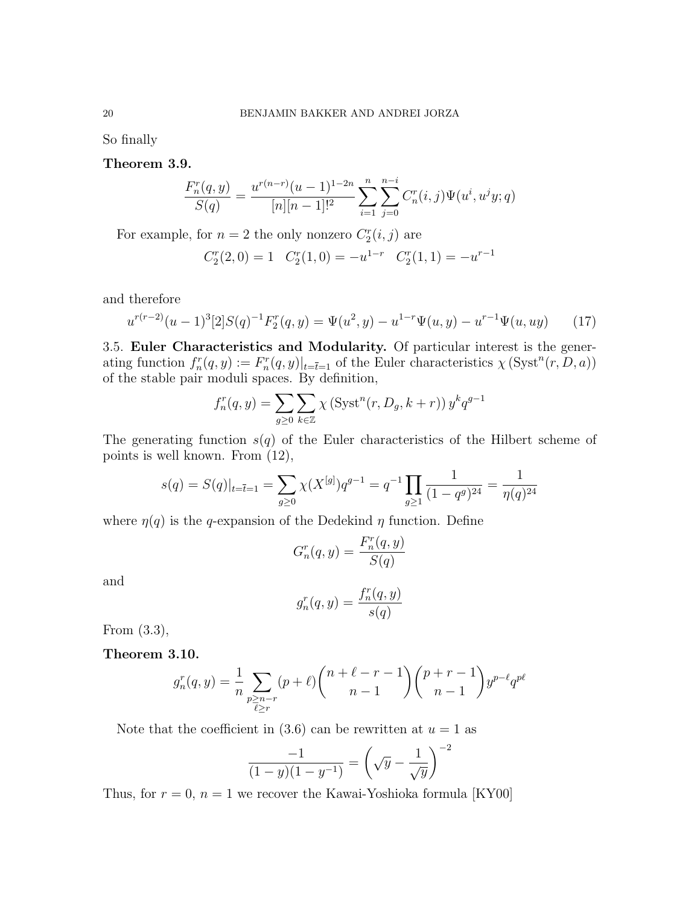So finally

**Theorem 3.9.**

$$\frac{F_n^r(q,y)}{S(q)} = \frac{u^{r(n-r)}(u-1)^{1-2n}}{[n][n-1]!^2}\sum_{i=1}^{n}\sum_{j=0}^{n-i} C_n^r(i,j)\Psi(u^i, u^j y; q)$$

For example, for $n=2$ the only nonzero $C_2^r(i,j)$ are

$$C_2^r(2,0) = 1 \quad C_2^r(1,0) = -u^{1-r} \quad C_2^r(1,1) = -u^{r-1}$$

and therefore

$$u^{r(r-2)}(u-1)^3[2]S(q)^{-1}F_2^r(q,y) = \Psi(u^2,y) - u^{1-r}\Psi(u,y) - u^{r-1}\Psi(u,uy) \tag{17}$$

3.5. **Euler Characteristics and Modularity.** Of particular interest is the generating function $f_n^r(q,y) := F_n^r(q,y)|_{t=\bar{t}=1}$ of the Euler characteristics $\chi\left(\mathrm{Syst}^n(r,D,a)\right)$ of the stable pair moduli spaces. By definition,

$$f_n^r(q,y) = \sum_{g\geq 0}\sum_{k\in\mathbb{Z}} \chi\left(\mathrm{Syst}^n(r,D_g,k+r)\right) y^k q^{g-1}$$

The generating function $s(q)$ of the Euler characteristics of the Hilbert scheme of points is well known. From (12),

$$s(q) = S(q)|_{t=\bar{t}=1} = \sum_{g\geq 0}\chi(X^{[g]})q^{g-1} = q^{-1}\prod_{g\geq 1}\frac{1}{(1-q^g)^{24}} = \frac{1}{\eta(q)^{24}}$$

where $\eta(q)$ is the $q$-expansion of the Dedekind $\eta$ function. Define

$$G_n^r(q,y) = \frac{F_n^r(q,y)}{S(q)}$$

and

$$g_n^r(q,y) = \frac{f_n^r(q,y)}{s(q)}$$

From (3.3),

**Theorem 3.10.**

$$g_n^r(q,y) = \frac{1}{n}\sum_{\substack{p\geq n-r\\ \ell\geq r}} (p+\ell)\binom{n+\ell-r-1}{n-1}\binom{p+r-1}{n-1} y^{p-\ell}q^{p\ell}$$

Note that the coefficient in (3.6) can be rewritten at $u=1$ as

$$\frac{-1}{(1-y)(1-y^{-1})} = \left(\sqrt{y} - \frac{1}{\sqrt{y}}\right)^{-2}$$

Thus, for $r=0$, $n=1$ we recover the Kawai-Yoshioka formula [KY00]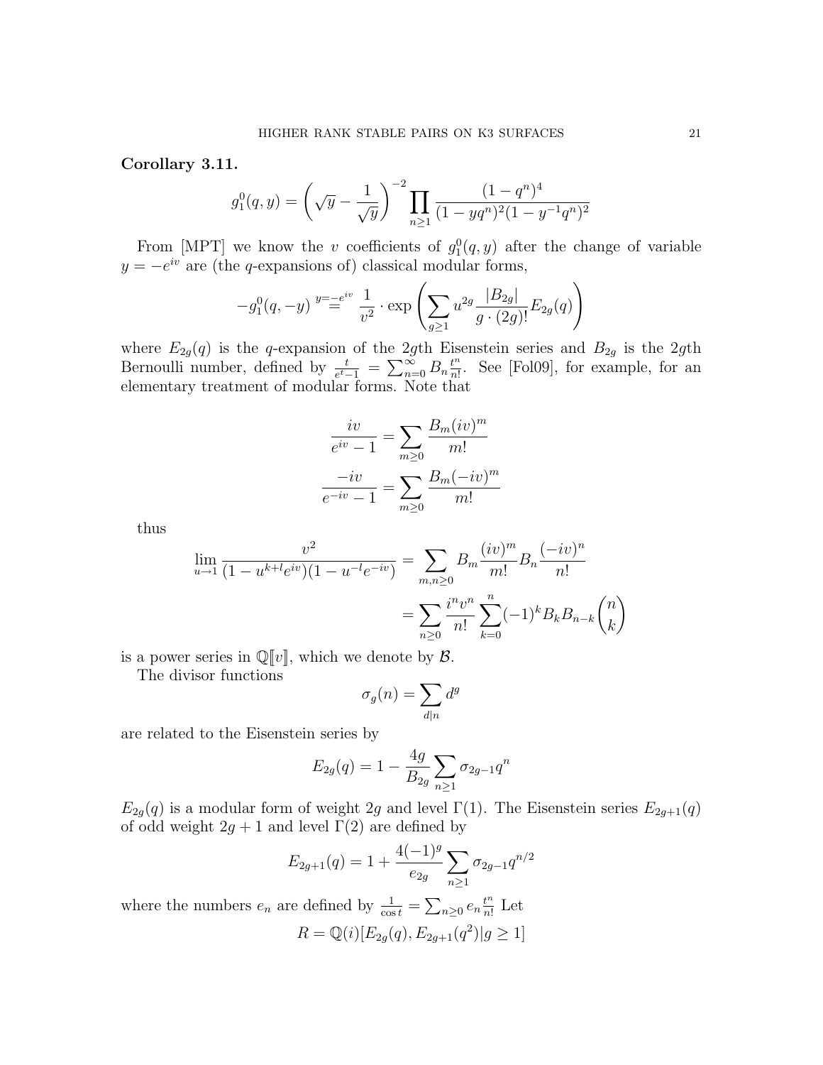**Corollary 3.11.**

$$g_1^0(q,y) = \left(\sqrt{y} - \frac{1}{\sqrt{y}}\right)^{-2} \prod_{n\geq 1} \frac{(1-q^n)^4}{(1-yq^n)^2(1-y^{-1}q^n)^2}$$

From [MPT] we know the $v$ coefficients of $g_1^0(q,y)$ after the change of variable $y = -e^{iv}$ are (the $q$-expansions of) classical modular forms,

$$-g_1^0(q,-y) \overset{y=-e^{iv}}{=} \frac{1}{v^2} \cdot \exp\left(\sum_{g\geq 1} u^{2g} \frac{|B_{2g}|}{g \cdot (2g)!} E_{2g}(q)\right)$$

where $E_{2g}(q)$ is the $q$-expansion of the $2g$th Eisenstein series and $B_{2g}$ is the $2g$th Bernoulli number, defined by $\frac{t}{e^t - 1} = \sum_{n=0}^{\infty} B_n \frac{t^n}{n!}$. See [Fol09], for example, for an elementary treatment of modular forms. Note that

$$\frac{iv}{e^{iv}-1} = \sum_{m\geq 0} \frac{B_m (iv)^m}{m!}$$

$$\frac{-iv}{e^{-iv}-1} = \sum_{m\geq 0} \frac{B_m (-iv)^m}{m!}$$

thus

$$\begin{aligned}
\lim_{u\to 1} \frac{v^2}{(1-u^{k+l}e^{iv})(1-u^{-l}e^{-iv})} &= \sum_{m,n\geq 0} B_m \frac{(iv)^m}{m!} B_n \frac{(-iv)^n}{n!} \\
&= \sum_{n\geq 0} \frac{i^n v^n}{n!} \sum_{k=0}^{n} (-1)^k B_k B_{n-k} \binom{n}{k}
\end{aligned}$$

is a power series in $\mathbb{Q}[\![v]\!]$, which we denote by $\mathcal{B}$.

The divisor functions

$$\sigma_g(n) = \sum_{d|n} d^g$$

are related to the Eisenstein series by

$$E_{2g}(q) = 1 - \frac{4g}{B_{2g}} \sum_{n\geq 1} \sigma_{2g-1} q^n$$

$E_{2g}(q)$ is a modular form of weight $2g$ and level $\Gamma(1)$. The Eisenstein series $E_{2g+1}(q)$ of odd weight $2g+1$ and level $\Gamma(2)$ are defined by

$$E_{2g+1}(q) = 1 + \frac{4(-1)^g}{e_{2g}} \sum_{n\geq 1} \sigma_{2g-1} q^{n/2}$$

where the numbers $e_n$ are defined by $\frac{1}{\cos t} = \sum_{n\geq 0} e_n \frac{t^n}{n!}$ Let

$$R = \mathbb{Q}(i)[E_{2g}(q), E_{2g+1}(q^2) | g \geq 1]$$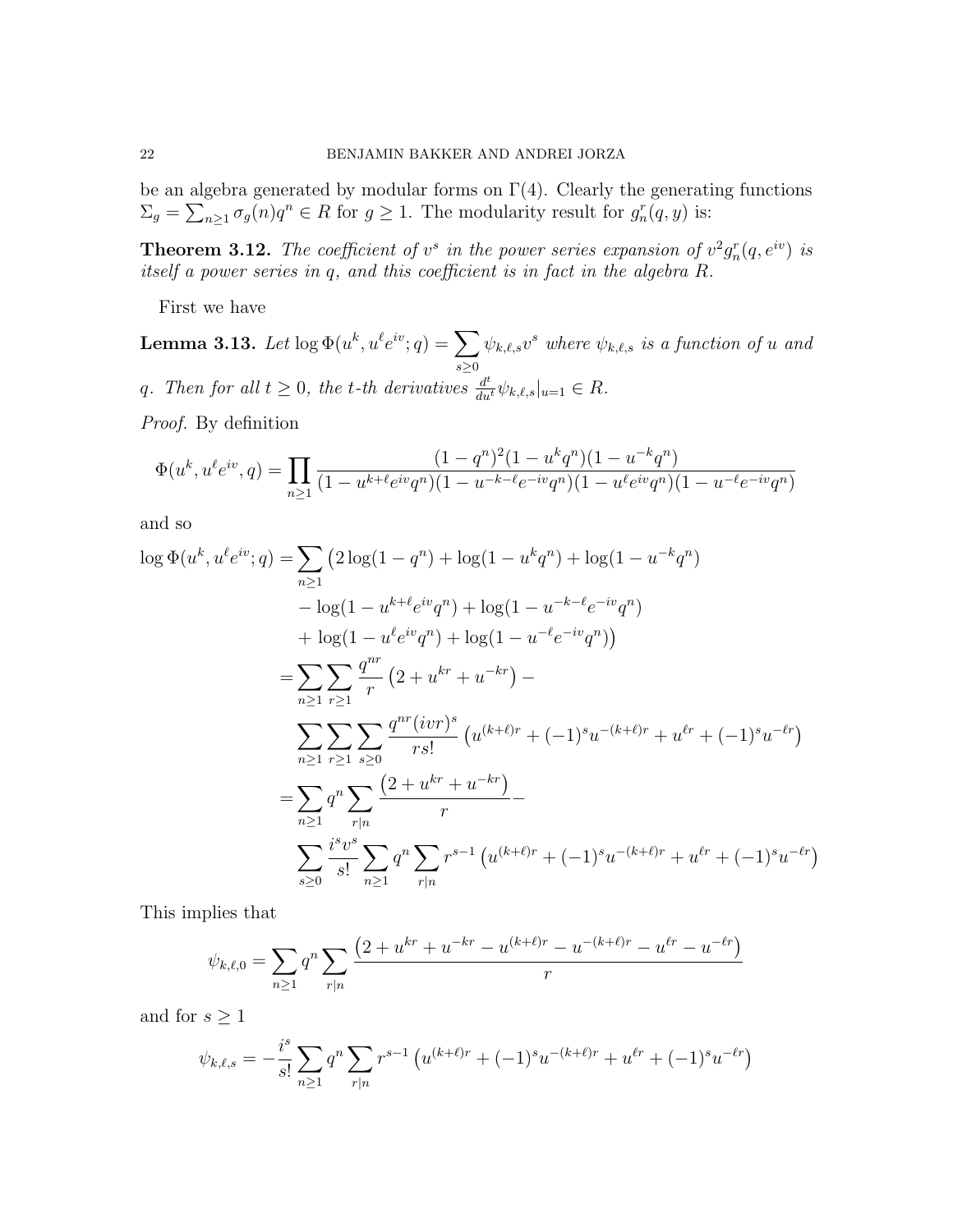be an algebra generated by modular forms on $\Gamma(4)$. Clearly the generating functions $\Sigma_g = \sum_{n\geq 1} \sigma_g(n) q^n \in R$ for $g \geq 1$. The modularity result for $g_n^r(q,y)$ is:

**Theorem 3.12.** *The coefficient of $v^s$ in the power series expansion of $v^2 g_n^r(q, e^{iv})$ is itself a power series in $q$, and this coefficient is in fact in the algebra $R$.*

First we have

**Lemma 3.13.** *Let $\log \Phi(u^k, u^\ell e^{iv}; q) = \sum_{s\geq 0} \psi_{k,\ell,s} v^s$ where $\psi_{k,\ell,s}$ is a function of $u$ and $q$. Then for all $t \geq 0$, the $t$-th derivatives $\frac{d^t}{du^t}\psi_{k,\ell,s}|_{u=1} \in R$.*

*Proof.* By definition

$$\Phi(u^k, u^\ell e^{iv}, q) = \prod_{n\geq 1} \frac{(1-q^n)^2(1-u^k q^n)(1-u^{-k}q^n)}{(1-u^{k+\ell}e^{iv}q^n)(1-u^{-k-\ell}e^{-iv}q^n)(1-u^\ell e^{iv}q^n)(1-u^{-\ell}e^{-iv}q^n)}$$

and so

$$\begin{aligned}
\log \Phi(u^k, u^\ell e^{iv}; q) =& \sum_{n\geq 1} \big(2\log(1-q^n) + \log(1-u^k q^n) + \log(1-u^{-k}q^n) \\
& - \log(1-u^{k+\ell}e^{iv}q^n) + \log(1-u^{-k-\ell}e^{-iv}q^n) \\
& + \log(1-u^\ell e^{iv}q^n) + \log(1-u^{-\ell}e^{-iv}q^n)\big) \\
=& \sum_{n\geq 1}\sum_{r\geq 1} \frac{q^{nr}}{r}\left(2 + u^{kr} + u^{-kr}\right) - \\
& \sum_{n\geq 1}\sum_{r\geq 1}\sum_{s\geq 0} \frac{q^{nr}(ivr)^s}{rs!}\left(u^{(k+\ell)r} + (-1)^s u^{-(k+\ell)r} + u^{\ell r} + (-1)^s u^{-\ell r}\right) \\
=& \sum_{n\geq 1} q^n \sum_{r|n} \frac{\left(2 + u^{kr} + u^{-kr}\right)}{r} - \\
& \sum_{s\geq 0} \frac{i^s v^s}{s!} \sum_{n\geq 1} q^n \sum_{r|n} r^{s-1}\left(u^{(k+\ell)r} + (-1)^s u^{-(k+\ell)r} + u^{\ell r} + (-1)^s u^{-\ell r}\right)
\end{aligned}$$

This implies that

$$\psi_{k,\ell,0} = \sum_{n\geq 1} q^n \sum_{r|n} \frac{\left(2 + u^{kr} + u^{-kr} - u^{(k+\ell)r} - u^{-(k+\ell)r} - u^{\ell r} - u^{-\ell r}\right)}{r}$$

and for $s \geq 1$

$$\psi_{k,\ell,s} = -\frac{i^s}{s!}\sum_{n\geq 1} q^n \sum_{r|n} r^{s-1}\left(u^{(k+\ell)r} + (-1)^s u^{-(k+\ell)r} + u^{\ell r} + (-1)^s u^{-\ell r}\right)$$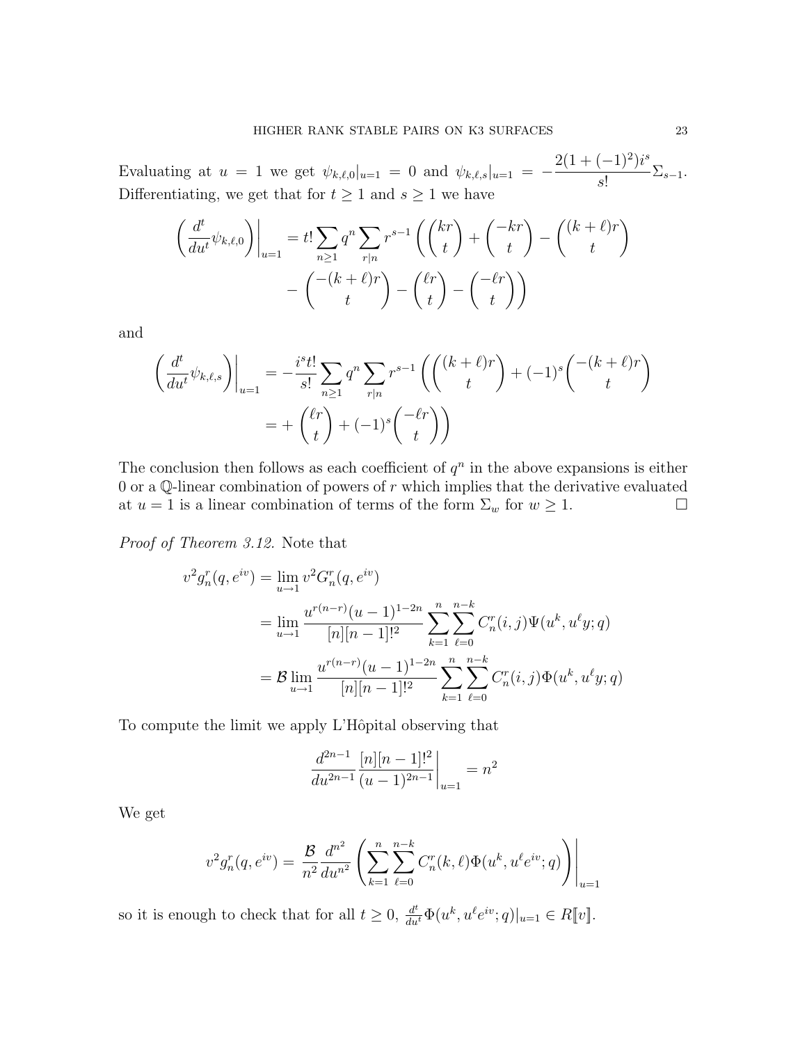Evaluating at $u = 1$ we get $\psi_{k,\ell,0}|_{u=1} = 0$ and $\psi_{k,\ell,s}|_{u=1} = -\dfrac{2(1+(-1)^2)i^s}{s!}\Sigma_{s-1}$. Differentiating, we get that for $t \geq 1$ and $s \geq 1$ we have

$$\left(\frac{d^t}{du^t}\psi_{k,\ell,0}\right)\bigg|_{u=1} = t! \sum_{n\geq 1} q^n \sum_{r|n} r^{s-1} \left( \binom{kr}{t} + \binom{-kr}{t} - \binom{(k+\ell)r}{t} - \binom{-(k+\ell)r}{t} - \binom{\ell r}{t} - \binom{-\ell r}{t} \right)$$

and

$$\left(\frac{d^t}{du^t}\psi_{k,\ell,s}\right)\bigg|_{u=1} = -\frac{i^s t!}{s!} \sum_{n\geq 1} q^n \sum_{r|n} r^{s-1} \left( \left( \binom{(k+\ell)r}{t} + (-1)^s \binom{-(k+\ell)r}{t} = + \binom{\ell r}{t} + (-1)^s \binom{-\ell r}{t} \right) \right)$$

The conclusion then follows as each coefficient of $q^n$ in the above expansions is either 0 or a $\mathbb{Q}$-linear combination of powers of $r$ which implies that the derivative evaluated at $u = 1$ is a linear combination of terms of the form $\Sigma_w$ for $w \geq 1$. □

*Proof of Theorem 3.12.* Note that

$$\begin{aligned}
v^2 g_n^r(q, e^{iv}) &= \lim_{u\to 1} v^2 G_n^r(q, e^{iv}) \\
&= \lim_{u\to 1} \frac{u^{r(n-r)}(u-1)^{1-2n}}{[n][n-1]!^2} \sum_{k=1}^{n} \sum_{\ell=0}^{n-k} C_n^r(i,j)\Psi(u^k, u^\ell y; q) \\
&= \mathcal{B} \lim_{u\to 1} \frac{u^{r(n-r)}(u-1)^{1-2n}}{[n][n-1]!^2} \sum_{k=1}^{n} \sum_{\ell=0}^{n-k} C_n^r(i,j)\Phi(u^k, u^\ell y; q)
\end{aligned}$$

To compute the limit we apply L'Hôpital observing that

$$\frac{d^{2n-1}}{du^{2n-1}} \frac{[n][n-1]!^2}{(u-1)^{2n-1}}\bigg|_{u=1} = n^2$$

We get

$$v^2 g_n^r(q, e^{iv}) = \frac{\mathcal{B}}{n^2} \frac{d^{n^2}}{du^{n^2}} \left( \sum_{k=1}^{n} \sum_{\ell=0}^{n-k} C_n^r(k,\ell)\Phi(u^k, u^\ell e^{iv}; q) \right)\bigg|_{u=1}$$

so it is enough to check that for all $t \geq 0$, $\frac{d^t}{du^t}\Phi(u^k, u^\ell e^{iv}; q)|_{u=1} \in R[\![v]\!]$.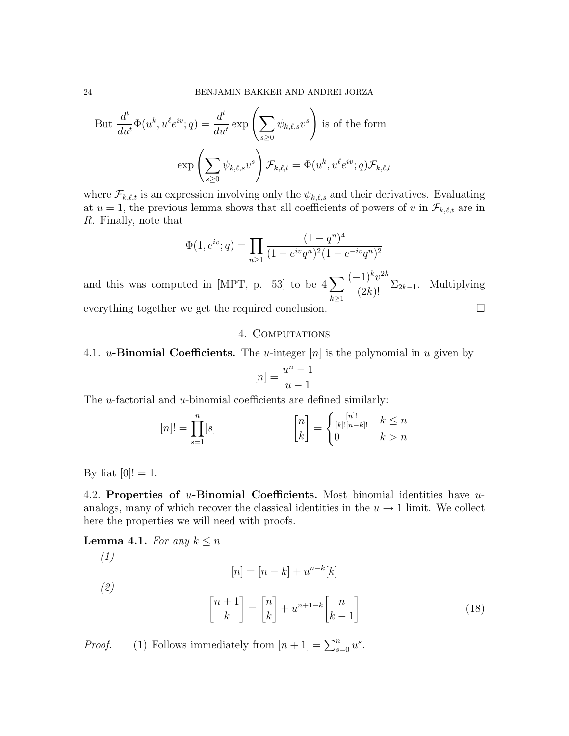But $\dfrac{d^t}{du^t}\Phi(u^k, u^\ell e^{iv}; q) = \dfrac{d^t}{du^t}\exp\left(\sum_{s\geq 0}\psi_{k,\ell,s}v^s\right)$ is of the form

$$\exp\left(\sum_{s\geq 0}\psi_{k,\ell,s}v^s\right)\mathcal{F}_{k,\ell,t} = \Phi(u^k, u^\ell e^{iv}; q)\mathcal{F}_{k,\ell,t}$$

where $\mathcal{F}_{k,\ell,t}$ is an expression involving only the $\psi_{k,\ell,s}$ and their derivatives. Evaluating at $u = 1$, the previous lemma shows that all coefficients of powers of $v$ in $\mathcal{F}_{k,\ell,t}$ are in $R$. Finally, note that

$$\Phi(1, e^{iv}; q) = \prod_{n\geq 1}\frac{(1-q^n)^4}{(1-e^{iv}q^n)^2(1-e^{-iv}q^n)^2}$$

and this was computed in [MPT, p. 53] to be $4\sum_{k\geq 1}\dfrac{(-1)^k v^{2k}}{(2k)!}\Sigma_{2k-1}$. Multiplying everything together we get the required conclusion. $\square$

## 4. Computations

**4.1. $u$-Binomial Coefficients.** The $u$-integer $[n]$ is the polynomial in $u$ given by

$$[n] = \frac{u^n - 1}{u - 1}$$

The $u$-factorial and $u$-binomial coefficients are defined similarly:

$$[n]! = \prod_{s=1}^{n}[s] \qquad\qquad \begin{bmatrix} n \\ k \end{bmatrix} = \begin{cases} \frac{[n]!}{[k]![n-k]!} & k \leq n \\ 0 & k > n \end{cases}$$

By fiat $[0]! = 1$.

**4.2. Properties of $u$-Binomial Coefficients.** Most binomial identities have $u$-analogs, many of which recover the classical identities in the $u \to 1$ limit. We collect here the properties we will need with proofs.

**Lemma 4.1.** *For any $k \leq n$*

*(1)*

$$[n] = [n-k] + u^{n-k}[k]$$

*(2)*

$$\begin{bmatrix} n+1 \\ k \end{bmatrix} = \begin{bmatrix} n \\ k \end{bmatrix} + u^{n+1-k}\begin{bmatrix} n \\ k-1 \end{bmatrix} \tag{18}$$

*Proof.* (1) Follows immediately from $[n+1] = \sum_{s=0}^{n} u^s$.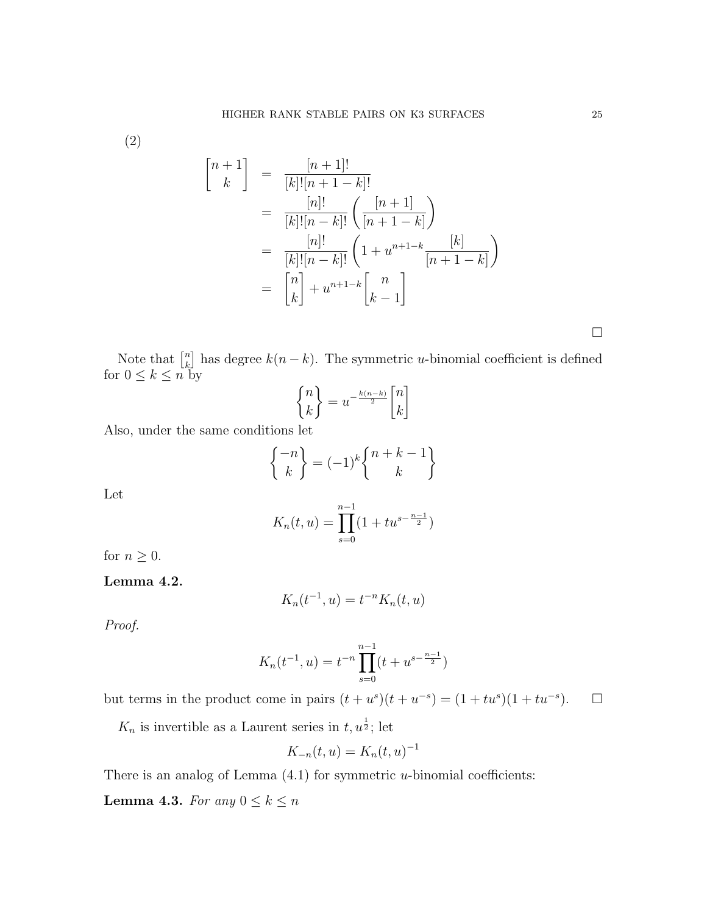(2)

$$\begin{aligned}
\begin{bmatrix} n+1 \\ k \end{bmatrix} &= \frac{[n+1]!}{[k]![n+1-k]!} \\
&= \frac{[n]!}{[k]![n-k]!}\left(\frac{[n+1]}{[n+1-k]}\right) \\
&= \frac{[n]!}{[k]![n-k]!}\left(1 + u^{n+1-k}\frac{[k]}{[n+1-k]}\right) \\
&= \begin{bmatrix} n \\ k \end{bmatrix} + u^{n+1-k}\begin{bmatrix} n \\ k-1 \end{bmatrix}
\end{aligned}$$

□

Note that $\begin{bmatrix} n \\ k \end{bmatrix}$ has degree $k(n-k)$. The symmetric $u$-binomial coefficient is defined for $0 \leq k \leq n$ by

$$\begin{Bmatrix} n \\ k \end{Bmatrix} = u^{-\frac{k(n-k)}{2}}\begin{bmatrix} n \\ k \end{bmatrix}$$

Also, under the same conditions let

$$\begin{Bmatrix} -n \\ k \end{Bmatrix} = (-1)^k\begin{Bmatrix} n+k-1 \\ k \end{Bmatrix}$$

Let

$$K_n(t,u) = \prod_{s=0}^{n-1}(1 + tu^{s-\frac{n-1}{2}})$$

for $n \geq 0$.

**Lemma 4.2.**

$$K_n(t^{-1},u) = t^{-n}K_n(t,u)$$

*Proof.*

$$K_n(t^{-1},u) = t^{-n}\prod_{s=0}^{n-1}(t + u^{s-\frac{n-1}{2}})$$

but terms in the product come in pairs $(t+u^s)(t+u^{-s}) = (1+tu^s)(1+tu^{-s})$. □

$K_n$ is invertible as a Laurent series in $t, u^{\frac{1}{2}}$; let

$$K_{-n}(t,u) = K_n(t,u)^{-1}$$

There is an analog of Lemma (4.1) for symmetric $u$-binomial coefficients:

**Lemma 4.3.** *For any $0 \leq k \leq n$*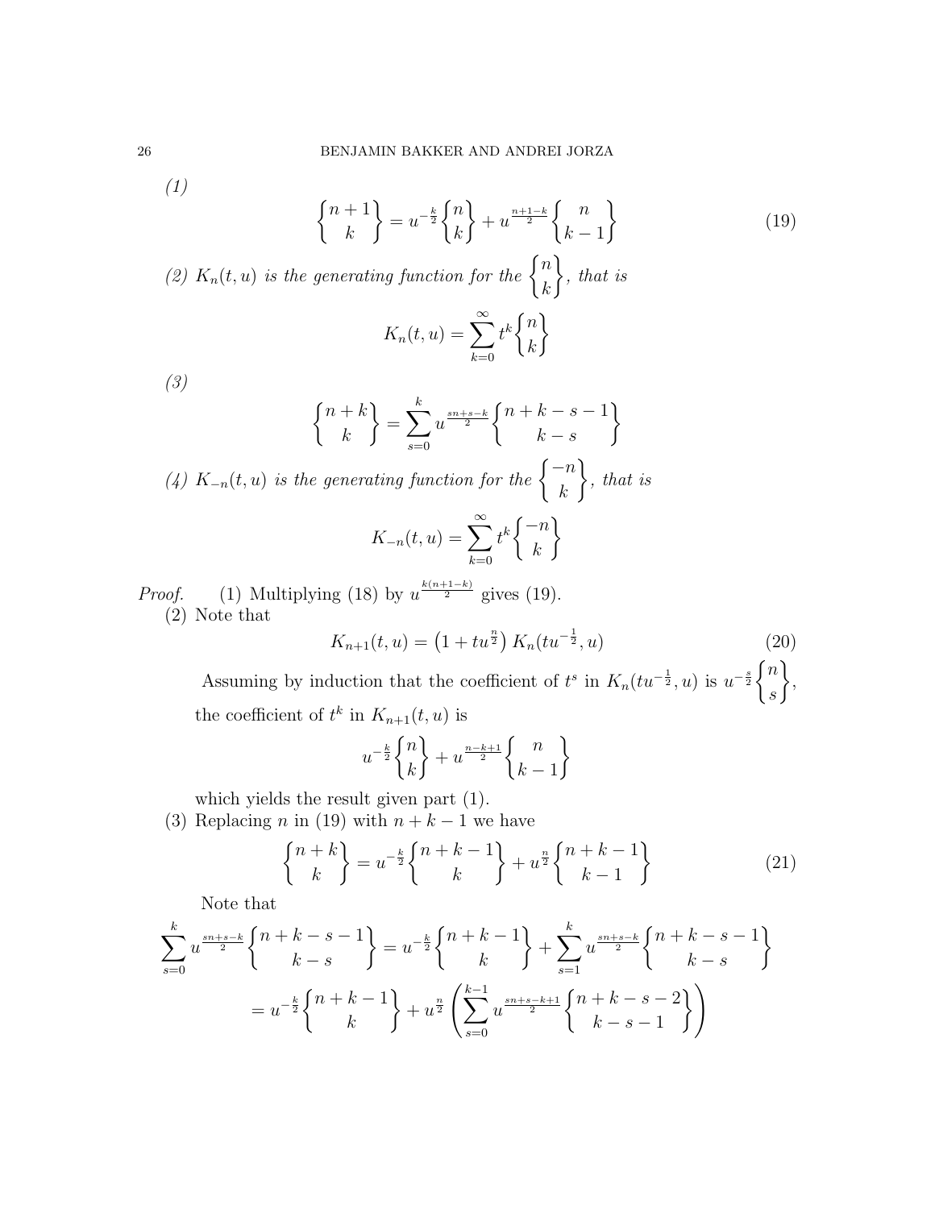*(1)*

$$\left\{ {n+1 \atop k} \right\} = u^{-\frac{k}{2}} \left\{ {n \atop k} \right\} + u^{\frac{n+1-k}{2}} \left\{ {n \atop k-1} \right\} \tag{19}$$

*(2)* $K_n(t,u)$ *is the generating function for the* $\left\{ {n \atop k} \right\}$*, that is*

$$K_n(t,u) = \sum_{k=0}^{\infty} t^k \left\{ {n \atop k} \right\}$$

*(3)*

$$\left\{ {n+k \atop k} \right\} = \sum_{s=0}^{k} u^{\frac{sn+s-k}{2}} \left\{ {n+k-s-1 \atop k-s} \right\}$$

*(4)* $K_{-n}(t,u)$ *is the generating function for the* $\left\{ {-n \atop k} \right\}$*, that is*

$$K_{-n}(t,u) = \sum_{k=0}^{\infty} t^k \left\{ {-n \atop k} \right\}$$

*Proof.* (1) Multiplying (18) by $u^{\frac{k(n+1-k)}{2}}$ gives (19).

(2) Note that

$$K_{n+1}(t,u) = \left(1 + tu^{\frac{n}{2}}\right) K_n(tu^{-\frac{1}{2}}, u) \tag{20}$$

Assuming by induction that the coefficient of $t^s$ in $K_n(tu^{-\frac{1}{2}}, u)$ is $u^{-\frac{s}{2}} \left\{ {n \atop s} \right\}$, the coefficient of $t^k$ in $K_{n+1}(t,u)$ is

$$u^{-\frac{k}{2}} \left\{ {n \atop k} \right\} + u^{\frac{n-k+1}{2}} \left\{ {n \atop k-1} \right\}$$

which yields the result given part (1).

(3) Replacing $n$ in (19) with $n+k-1$ we have

$$\left\{ {n+k \atop k} \right\} = u^{-\frac{k}{2}} \left\{ {n+k-1 \atop k} \right\} + u^{\frac{n}{2}} \left\{ {n+k-1 \atop k-1} \right\} \tag{21}$$

Note that

$$\begin{aligned}
\sum_{s=0}^{k} u^{\frac{sn+s-k}{2}} \left\{ {n+k-s-1 \atop k-s} \right\} &= u^{-\frac{k}{2}} \left\{ {n+k-1 \atop k} \right\} + \sum_{s=1}^{k} u^{\frac{sn+s-k}{2}} \left\{ {n+k-s-1 \atop k-s} \right\} \\
&= u^{-\frac{k}{2}} \left\{ {n+k-1 \atop k} \right\} + u^{\frac{n}{2}} \left( \sum_{s=0}^{k-1} u^{\frac{sn+s-k+1}{2}} \left\{ {n+k-s-2 \atop k-s-1} \right\} \right)
\end{aligned}$$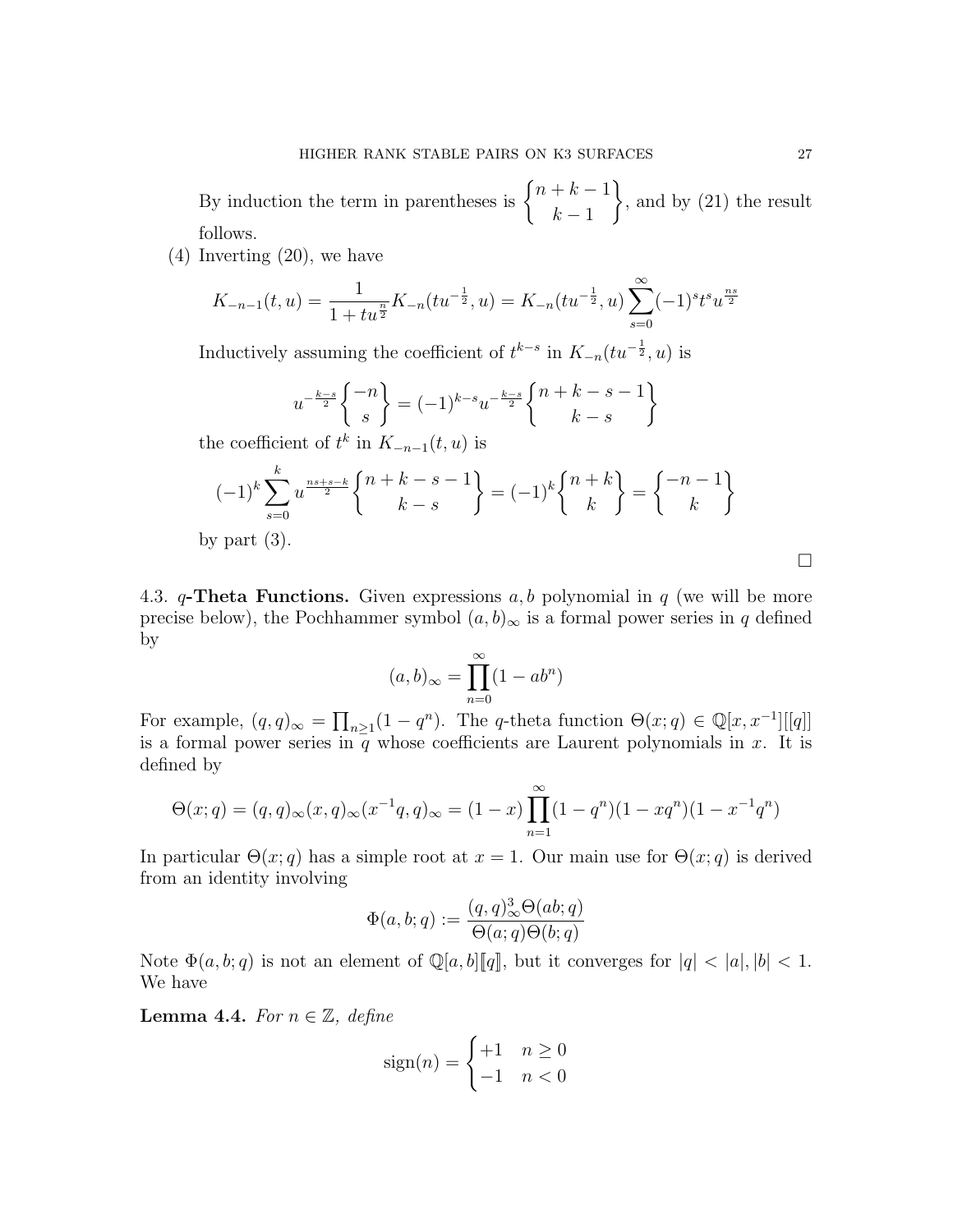By induction the term in parentheses is $\left\{\begin{matrix} n+k-1 \\ k-1 \end{matrix}\right\}$, and by (21) the result follows.

(4) Inverting (20), we have

$$K_{-n-1}(t,u) = \frac{1}{1+tu^{\frac{n}{2}}} K_{-n}(tu^{-\frac{1}{2}}, u) = K_{-n}(tu^{-\frac{1}{2}}, u) \sum_{s=0}^{\infty} (-1)^s t^s u^{\frac{ns}{2}}$$

Inductively assuming the coefficient of $t^{k-s}$ in $K_{-n}(tu^{-\frac{1}{2}}, u)$ is

$$u^{-\frac{k-s}{2}} \left\{\begin{matrix} -n \\ s \end{matrix}\right\} = (-1)^{k-s} u^{-\frac{k-s}{2}} \left\{\begin{matrix} n+k-s-1 \\ k-s \end{matrix}\right\}$$

the coefficient of $t^k$ in $K_{-n-1}(t,u)$ is

$$(-1)^k \sum_{s=0}^{k} u^{\frac{ns+s-k}{2}} \left\{\begin{matrix} n+k-s-1 \\ k-s \end{matrix}\right\} = (-1)^k \left\{\begin{matrix} n+k \\ k \end{matrix}\right\} = \left\{\begin{matrix} -n-1 \\ k \end{matrix}\right\}$$

by part (3).

□

4.3. **$q$-Theta Functions.** Given expressions $a, b$ polynomial in $q$ (we will be more precise below), the Pochhammer symbol $(a,b)_\infty$ is a formal power series in $q$ defined by

$$(a,b)_\infty = \prod_{n=0}^{\infty} (1 - ab^n)$$

For example, $(q,q)_\infty = \prod_{n\geq 1}(1-q^n)$. The $q$-theta function $\Theta(x;q) \in \mathbb{Q}[x,x^{-1}][[q]]$ is a formal power series in $q$ whose coefficients are Laurent polynomials in $x$. It is defined by

$$\Theta(x;q) = (q,q)_\infty (x,q)_\infty (x^{-1}q,q)_\infty = (1-x)\prod_{n=1}^{\infty}(1-q^n)(1-xq^n)(1-x^{-1}q^n)$$

In particular $\Theta(x;q)$ has a simple root at $x=1$. Our main use for $\Theta(x;q)$ is derived from an identity involving

$$\Phi(a,b;q) := \frac{(q,q)_\infty^3 \Theta(ab;q)}{\Theta(a;q)\Theta(b;q)}$$

Note $\Phi(a,b;q)$ is not an element of $\mathbb{Q}[a,b][\![q]\!]$, but it converges for $|q| < |a|, |b| < 1$. We have

**Lemma 4.4.** *For $n \in \mathbb{Z}$, define*

$$\operatorname{sign}(n) = \begin{cases} +1 & n \geq 0 \\ -1 & n < 0 \end{cases}$$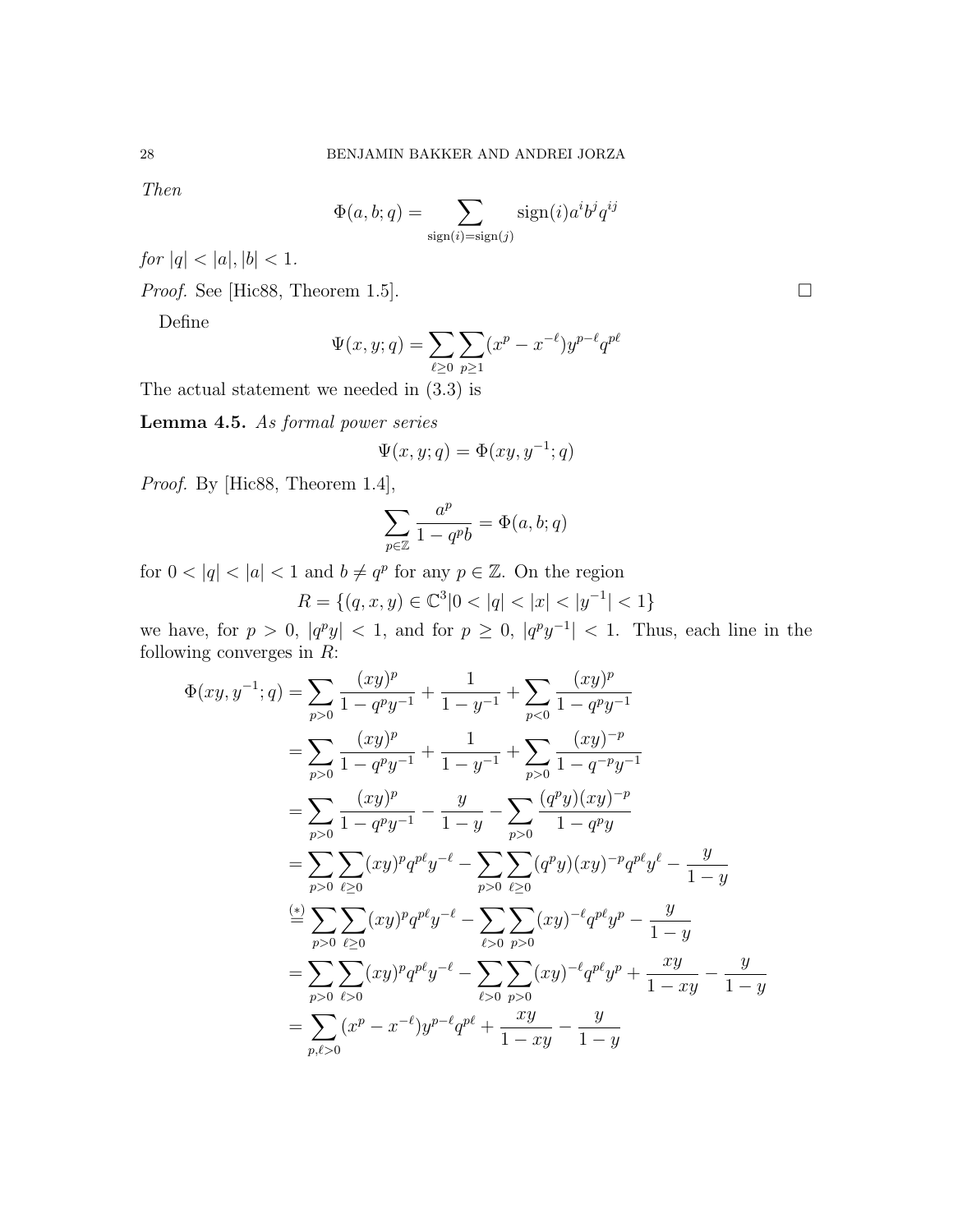*Then*

$$\Phi(a, b; q) = \sum_{\mathrm{sign}(i)=\mathrm{sign}(j)} \mathrm{sign}(i) a^i b^j q^{ij}$$

*for* $|q| < |a|, |b| < 1$.

*Proof.* See [Hic88, Theorem 1.5]. $\square$

Define

$$\Psi(x, y; q) = \sum_{\ell \geq 0} \sum_{p \geq 1} (x^p - x^{-\ell}) y^{p-\ell} q^{p\ell}$$

The actual statement we needed in (3.3) is

**Lemma 4.5.** *As formal power series*

$$\Psi(x, y; q) = \Phi(xy, y^{-1}; q)$$

*Proof.* By [Hic88, Theorem 1.4],

$$\sum_{p \in \mathbb{Z}} \frac{a^p}{1 - q^p b} = \Phi(a, b; q)$$

for $0 < |q| < |a| < 1$ and $b \neq q^p$ for any $p \in \mathbb{Z}$. On the region

$$R = \{(q, x, y) \in \mathbb{C}^3 | 0 < |q| < |x| < |y^{-1}| < 1\}$$

we have, for $p > 0$, $|q^p y| < 1$, and for $p \geq 0$, $|q^p y^{-1}| < 1$. Thus, each line in the following converges in $R$:

$$\begin{aligned}
\Phi(xy, y^{-1}; q) &= \sum_{p>0} \frac{(xy)^p}{1 - q^p y^{-1}} + \frac{1}{1 - y^{-1}} + \sum_{p<0} \frac{(xy)^p}{1 - q^p y^{-1}} \\
&= \sum_{p>0} \frac{(xy)^p}{1 - q^p y^{-1}} + \frac{1}{1 - y^{-1}} + \sum_{p>0} \frac{(xy)^{-p}}{1 - q^{-p} y^{-1}} \\
&= \sum_{p>0} \frac{(xy)^p}{1 - q^p y^{-1}} - \frac{y}{1 - y} - \sum_{p>0} \frac{(q^p y)(xy)^{-p}}{1 - q^p y} \\
&= \sum_{p>0} \sum_{\ell \geq 0} (xy)^p q^{p\ell} y^{-\ell} - \sum_{p>0} \sum_{\ell \geq 0} (q^p y)(xy)^{-p} q^{p\ell} y^{\ell} - \frac{y}{1 - y} \\
&\overset{(*)}{=} \sum_{p>0} \sum_{\ell \geq 0} (xy)^p q^{p\ell} y^{-\ell} - \sum_{\ell>0} \sum_{p>0} (xy)^{-\ell} q^{p\ell} y^p - \frac{y}{1 - y} \\
&= \sum_{p>0} \sum_{\ell>0} (xy)^p q^{p\ell} y^{-\ell} - \sum_{\ell>0} \sum_{p>0} (xy)^{-\ell} q^{p\ell} y^p + \frac{xy}{1 - xy} - \frac{y}{1 - y} \\
&= \sum_{p,\ell>0} (x^p - x^{-\ell}) y^{p-\ell} q^{p\ell} + \frac{xy}{1 - xy} - \frac{y}{1 - y}
\end{aligned}$$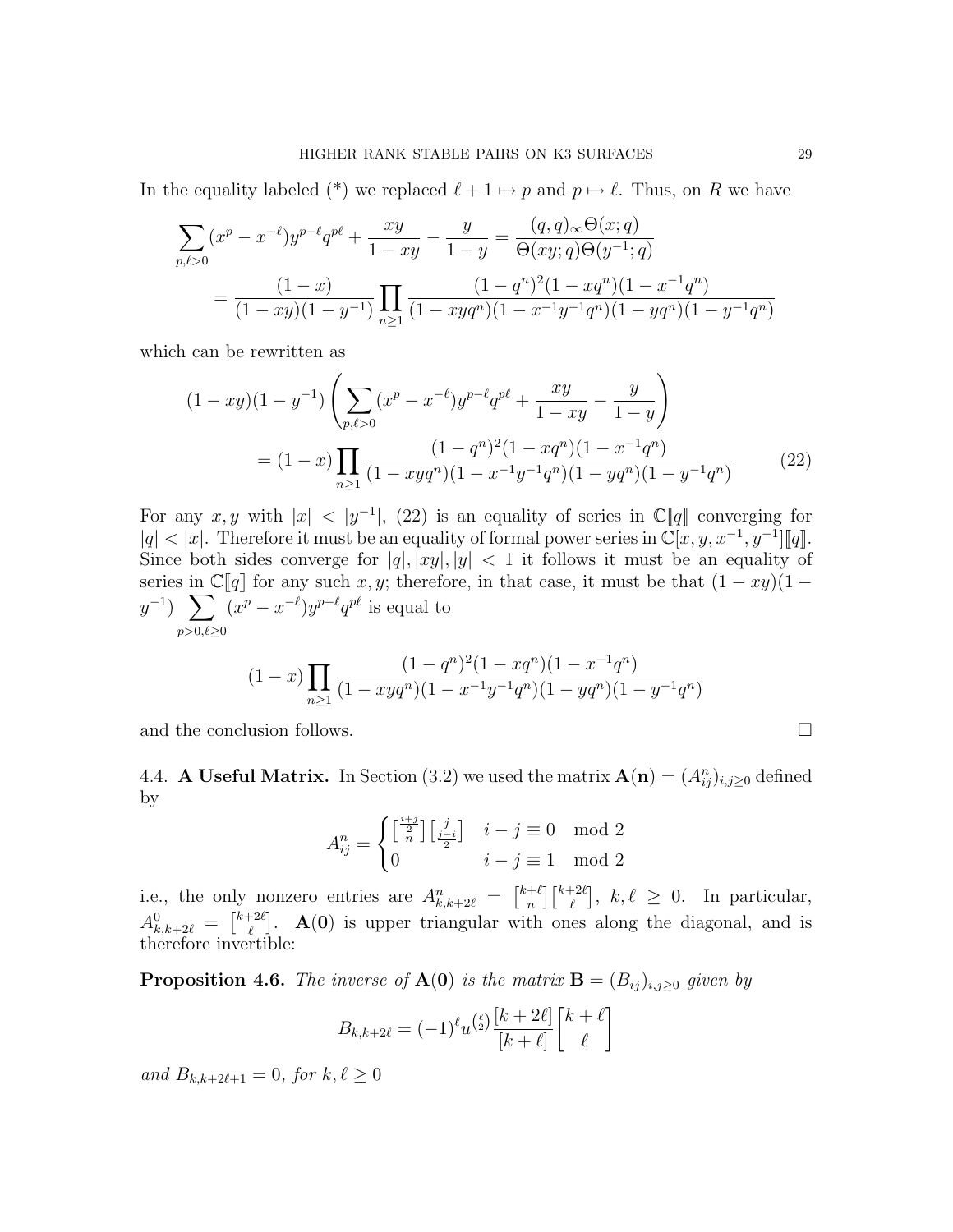In the equality labeled (*) we replaced $\ell + 1 \mapsto p$ and $p \mapsto \ell$. Thus, on $R$ we have

$$\sum_{p,\ell>0} (x^p - x^{-\ell}) y^{p-\ell} q^{p\ell} + \frac{xy}{1-xy} - \frac{y}{1-y} = \frac{(q,q)_\infty \Theta(x;q)}{\Theta(xy;q)\Theta(y^{-1};q)}$$

$$= \frac{(1-x)}{(1-xy)(1-y^{-1})} \prod_{n\geq 1} \frac{(1-q^n)^2(1-xq^n)(1-x^{-1}q^n)}{(1-xyq^n)(1-x^{-1}y^{-1}q^n)(1-yq^n)(1-y^{-1}q^n)}$$

which can be rewritten as

$$(1-xy)(1-y^{-1}) \left( \sum_{p,\ell>0} (x^p - x^{-\ell}) y^{p-\ell} q^{p\ell} + \frac{xy}{1-xy} - \frac{y}{1-y} \right)$$

$$= (1-x) \prod_{n\geq 1} \frac{(1-q^n)^2(1-xq^n)(1-x^{-1}q^n)}{(1-xyq^n)(1-x^{-1}y^{-1}q^n)(1-yq^n)(1-y^{-1}q^n)} \qquad (22)$$

For any $x, y$ with $|x| < |y^{-1}|$, (22) is an equality of series in $\mathbb{C}[\![q]\!]$ converging for $|q| < |x|$. Therefore it must be an equality of formal power series in $\mathbb{C}[x, y, x^{-1}, y^{-1}][\![q]\!]$. Since both sides converge for $|q|, |xy|, |y| < 1$ it follows it must be an equality of series in $\mathbb{C}[\![q]\!]$ for any such $x, y$; therefore, in that case, it must be that $(1-xy)(1-y^{-1}) \sum_{p>0,\ell\geq 0} (x^p - x^{-\ell}) y^{p-\ell} q^{p\ell}$ is equal to

$$(1-x) \prod_{n\geq 1} \frac{(1-q^n)^2(1-xq^n)(1-x^{-1}q^n)}{(1-xyq^n)(1-x^{-1}y^{-1}q^n)(1-yq^n)(1-y^{-1}q^n)}$$

and the conclusion follows. $\square$

## 4.4. A Useful Matrix.

In Section (3.2) we used the matrix $\mathbf{A}(\mathbf{n}) = (A^n_{ij})_{i,j\geq 0}$ defined by

$$A^n_{ij} = \begin{cases} \begin{bmatrix} \frac{i+j}{2} \\ n \end{bmatrix} \begin{bmatrix} j \\ \frac{j-i}{2} \end{bmatrix} & i - j \equiv 0 \mod 2 \\ 0 & i - j \equiv 1 \mod 2 \end{cases}$$

i.e., the only nonzero entries are $A^n_{k,k+2\ell} = \begin{bmatrix} k+\ell \\ n \end{bmatrix} \begin{bmatrix} k+2\ell \\ \ell \end{bmatrix}$, $k, \ell \geq 0$. In particular, $A^0_{k,k+2\ell} = \begin{bmatrix} k+2\ell \\ \ell \end{bmatrix}$. $\mathbf{A}(\mathbf{0})$ is upper triangular with ones along the diagonal, and is therefore invertible:

**Proposition 4.6.** *The inverse of $\mathbf{A}(\mathbf{0})$ is the matrix $\mathbf{B} = (B_{ij})_{i,j\geq 0}$ given by*

$$B_{k,k+2\ell} = (-1)^\ell u^{\binom{\ell}{2}} \frac{[k+2\ell]}{[k+\ell]} \begin{bmatrix} k+\ell \\ \ell \end{bmatrix}$$

*and $B_{k,k+2\ell+1} = 0$, for $k, \ell \geq 0$*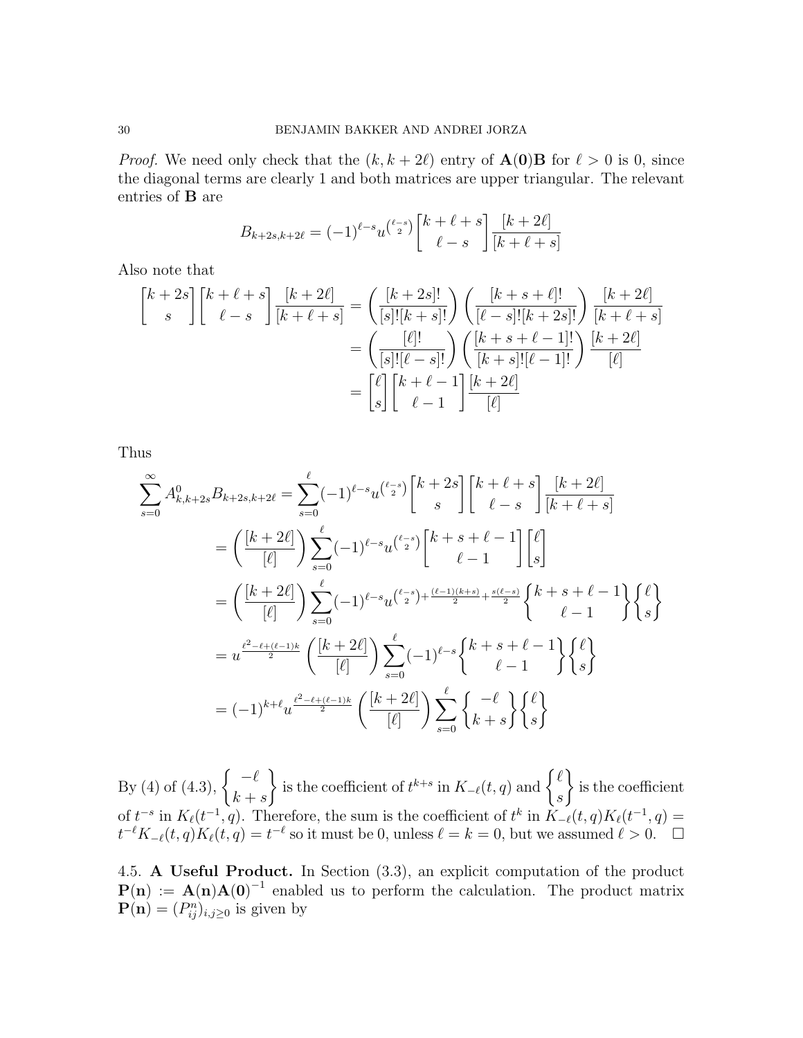*Proof.* We need only check that the $(k, k+2\ell)$ entry of $\mathbf{A(0)B}$ for $\ell > 0$ is 0, since the diagonal terms are clearly 1 and both matrices are upper triangular. The relevant entries of $\mathbf{B}$ are

$$B_{k+2s,k+2\ell} = (-1)^{\ell-s} u^{\binom{\ell-s}{2}} \begin{bmatrix} k+\ell+s \\ \ell-s \end{bmatrix} \frac{[k+2\ell]}{[k+\ell+s]}$$

Also note that

$$\begin{aligned}
\begin{bmatrix} k+2s \\ s \end{bmatrix} \begin{bmatrix} k+\ell+s \\ \ell-s \end{bmatrix} \frac{[k+2\ell]}{[k+\ell+s]} &= \left( \frac{[k+2s]!}{[s]![k+s]!} \right) \left( \frac{[k+s+\ell]!}{[\ell-s]![k+2s]!} \right) \frac{[k+2\ell]}{[k+\ell+s]} \\
&= \left( \frac{[\ell]!}{[s]![\ell-s]!} \right) \left( \frac{[k+s+\ell-1]!}{[k+s]![\ell-1]!} \right) \frac{[k+2\ell]}{[\ell]} \\
&= \begin{bmatrix} \ell \\ s \end{bmatrix} \begin{bmatrix} k+\ell-1 \\ \ell-1 \end{bmatrix} \frac{[k+2\ell]}{[\ell]}
\end{aligned}$$

Thus

$$\begin{aligned}
\sum_{s=0}^{\infty} A^0_{k,k+2s} B_{k+2s,k+2\ell} &= \sum_{s=0}^{\ell} (-1)^{\ell-s} u^{\binom{\ell-s}{2}} \begin{bmatrix} k+2s \\ s \end{bmatrix} \begin{bmatrix} k+\ell+s \\ \ell-s \end{bmatrix} \frac{[k+2\ell]}{[k+\ell+s]} \\
&= \left( \frac{[k+2\ell]}{[\ell]} \right) \sum_{s=0}^{\ell} (-1)^{\ell-s} u^{\binom{\ell-s}{2}} \begin{bmatrix} k+s+\ell-1 \\ \ell-1 \end{bmatrix} \begin{bmatrix} \ell \\ s \end{bmatrix} \\
&= \left( \frac{[k+2\ell]}{[\ell]} \right) \sum_{s=0}^{\ell} (-1)^{\ell-s} u^{\binom{\ell-s}{2} + \frac{(\ell-1)(k+s)}{2} + \frac{s(\ell-s)}{2}} \begin{Bmatrix} k+s+\ell-1 \\ \ell-1 \end{Bmatrix} \begin{Bmatrix} \ell \\ s \end{Bmatrix} \\
&= u^{\frac{\ell^2-\ell+(\ell-1)k}{2}} \left( \frac{[k+2\ell]}{[\ell]} \right) \sum_{s=0}^{\ell} (-1)^{\ell-s} \begin{Bmatrix} k+s+\ell-1 \\ \ell-1 \end{Bmatrix} \begin{Bmatrix} \ell \\ s \end{Bmatrix} \\
&= (-1)^{k+\ell} u^{\frac{\ell^2-\ell+(\ell-1)k}{2}} \left( \frac{[k+2\ell]}{[\ell]} \right) \sum_{s=0}^{\ell} \begin{Bmatrix} -\ell \\ k+s \end{Bmatrix} \begin{Bmatrix} \ell \\ s \end{Bmatrix}
\end{aligned}$$

By (4) of (4.3), $\begin{Bmatrix} -\ell \\ k+s \end{Bmatrix}$ is the coefficient of $t^{k+s}$ in $K_{-\ell}(t,q)$ and $\begin{Bmatrix} \ell \\ s \end{Bmatrix}$ is the coefficient of $t^{-s}$ in $K_\ell(t^{-1},q)$. Therefore, the sum is the coefficient of $t^k$ in $K_{-\ell}(t,q)K_\ell(t^{-1},q) = t^{-\ell}K_{-\ell}(t,q)K_\ell(t,q) = t^{-\ell}$ so it must be 0, unless $\ell = k = 0$, but we assumed $\ell > 0$. $\square$

4.5. **A Useful Product.** In Section (3.3), an explicit computation of the product $\mathbf{P(n)} := \mathbf{A(n)A(0)}^{-1}$ enabled us to perform the calculation. The product matrix $\mathbf{P(n)} = (P^n_{ij})_{i,j \geq 0}$ is given by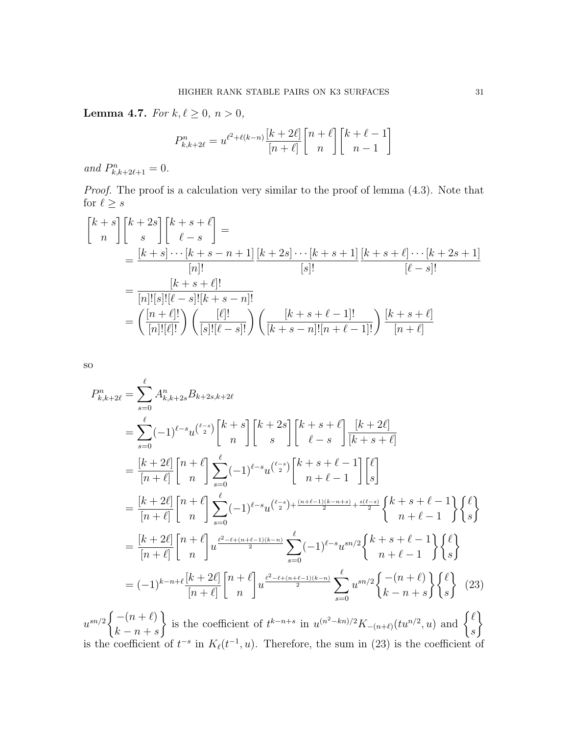**Lemma 4.7.** *For $k, \ell \geq 0$, $n > 0$,*

$$P^n_{k,k+2\ell} = u^{\ell^2+\ell(k-n)} \frac{[k+2\ell]}{[n+\ell]} \begin{bmatrix} n+\ell \\ n \end{bmatrix} \begin{bmatrix} k+\ell-1 \\ n-1 \end{bmatrix}$$

*and $P^n_{k,k+2\ell+1} = 0$.*

*Proof.* The proof is a calculation very similar to the proof of lemma (4.3). Note that for $\ell \geq s$

$$\begin{aligned}
\begin{bmatrix} k+s \\ n \end{bmatrix} \begin{bmatrix} k+2s \\ s \end{bmatrix} \begin{bmatrix} k+s+\ell \\ \ell-s \end{bmatrix} &= \\
&= \frac{[k+s]\cdots[k+s-n+1]}{[n]!} \frac{[k+2s]\cdots[k+s+1]}{[s]!} \frac{[k+s+\ell]\cdots[k+2s+1]}{[\ell-s]!} \\
&= \frac{[k+s+\ell]!}{[n]![s]![\ell-s]![k+s-n]!} \\
&= \left(\frac{[n+\ell]!}{[n]![\ell]!}\right)\left(\frac{[\ell]!}{[s]![\ell-s]!}\right)\left(\frac{[k+s+\ell-1]!}{[k+s-n]![n+\ell-1]!}\right)\frac{[k+s+\ell]}{[n+\ell]}
\end{aligned}$$

so

$$\begin{aligned}
P^n_{k,k+2\ell} &= \sum_{s=0}^{\ell} A^n_{k,k+2s} B_{k+2s,k+2\ell} \\
&= \sum_{s=0}^{\ell} (-1)^{\ell-s} u^{\binom{\ell-s}{2}} \begin{bmatrix} k+s \\ n \end{bmatrix} \begin{bmatrix} k+2s \\ s \end{bmatrix} \begin{bmatrix} k+s+\ell \\ \ell-s \end{bmatrix} \frac{[k+2\ell]}{[k+s+\ell]} \\
&= \frac{[k+2\ell]}{[n+\ell]} \begin{bmatrix} n+\ell \\ n \end{bmatrix} \sum_{s=0}^{\ell} (-1)^{\ell-s} u^{\binom{\ell-s}{2}} \begin{bmatrix} k+s+\ell-1 \\ n+\ell-1 \end{bmatrix} \begin{bmatrix} \ell \\ s \end{bmatrix} \\
&= \frac{[k+2\ell]}{[n+\ell]} \begin{bmatrix} n+\ell \\ n \end{bmatrix} \sum_{s=0}^{\ell} (-1)^{\ell-s} u^{\binom{\ell-s}{2} + \frac{(n+\ell-1)(k-n+s)}{2} + \frac{s(\ell-s)}{2}} \begin{Bmatrix} k+s+\ell-1 \\ n+\ell-1 \end{Bmatrix} \begin{Bmatrix} \ell \\ s \end{Bmatrix} \\
&= \frac{[k+2\ell]}{[n+\ell]} \begin{bmatrix} n+\ell \\ n \end{bmatrix} u^{\frac{\ell^2-\ell+(n+\ell-1)(k-n)}{2}} \sum_{s=0}^{\ell} (-1)^{\ell-s} u^{sn/2} \begin{Bmatrix} k+s+\ell-1 \\ n+\ell-1 \end{Bmatrix} \begin{Bmatrix} \ell \\ s \end{Bmatrix} \\
&= (-1)^{k-n+\ell} \frac{[k+2\ell]}{[n+\ell]} \begin{bmatrix} n+\ell \\ n \end{bmatrix} u^{\frac{\ell^2-\ell+(n+\ell-1)(k-n)}{2}} \sum_{s=0}^{\ell} u^{sn/2} \begin{Bmatrix} -(n+\ell) \\ k-n+s \end{Bmatrix} \begin{Bmatrix} \ell \\ s \end{Bmatrix} \quad (23)
\end{aligned}$$

$u^{sn/2}\begin{Bmatrix} -(n+\ell) \\ k-n+s \end{Bmatrix}$ is the coefficient of $t^{k-n+s}$ in $u^{(n^2-kn)/2} K_{-(n+\ell)}(tu^{n/2}, u)$ and $\begin{Bmatrix} \ell \\ s \end{Bmatrix}$ is the coefficient of $t^{-s}$ in $K_\ell(t^{-1}, u)$. Therefore, the sum in (23) is the coefficient of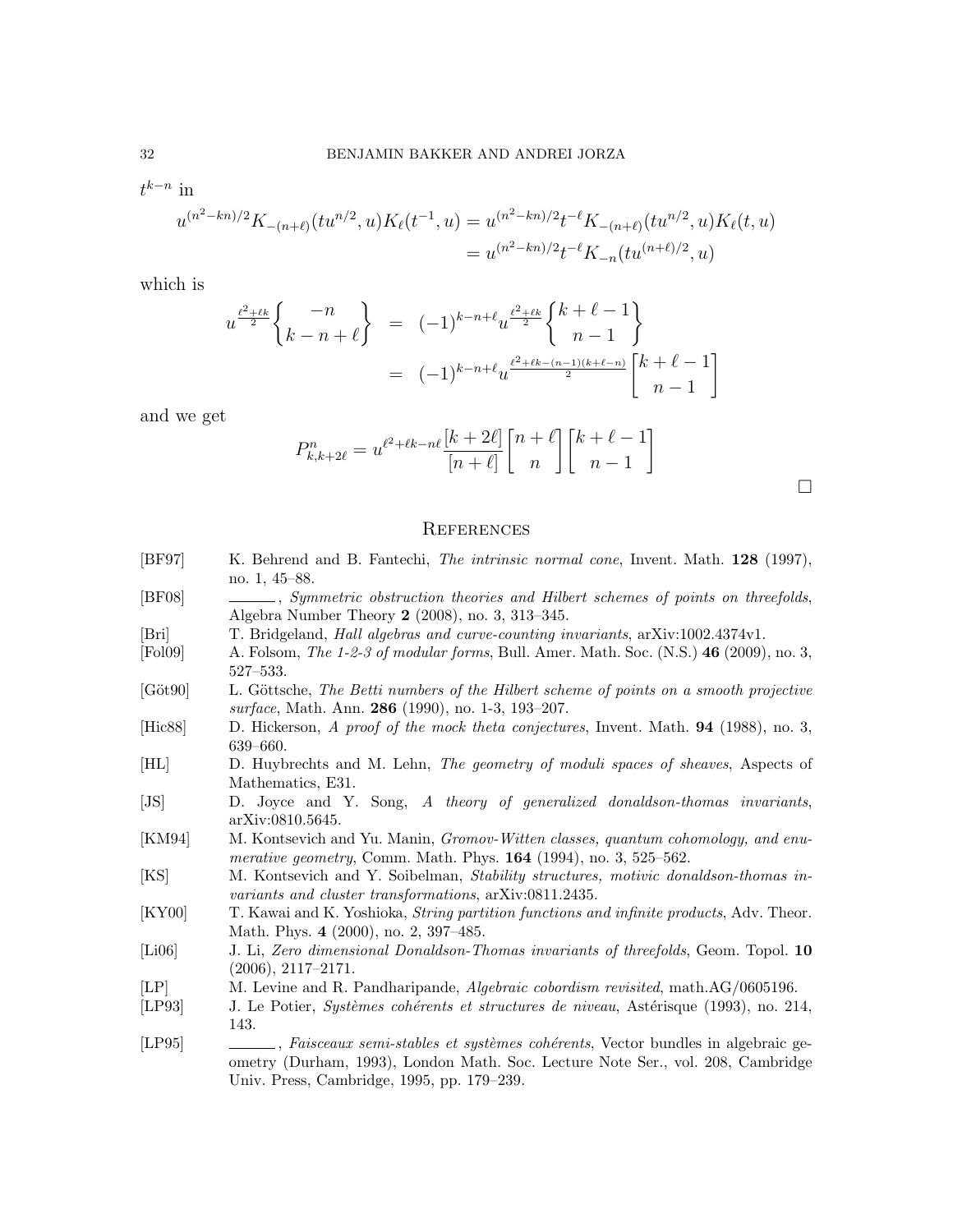$t^{k-n}$ in

$$
\begin{aligned}
u^{(n^2-kn)/2}K_{-(n+\ell)}(tu^{n/2},u)K_\ell(t^{-1},u) &= u^{(n^2-kn)/2}t^{-\ell}K_{-(n+\ell)}(tu^{n/2},u)K_\ell(t,u) \\
&= u^{(n^2-kn)/2}t^{-\ell}K_{-n}(tu^{(n+\ell)/2},u)
\end{aligned}
$$

which is

$$
\begin{aligned}
u^{\frac{\ell^2+\ell k}{2}}\begin{Bmatrix} -n \\ k-n+\ell \end{Bmatrix} &= (-1)^{k-n+\ell}u^{\frac{\ell^2+\ell k}{2}}\begin{Bmatrix} k+\ell-1 \\ n-1 \end{Bmatrix} \\
&= (-1)^{k-n+\ell}u^{\frac{\ell^2+\ell k-(n-1)(k+\ell-n)}{2}}\begin{bmatrix} k+\ell-1 \\ n-1 \end{bmatrix}
\end{aligned}
$$

and we get

$$
P^n_{k,k+2\ell} = u^{\ell^2+\ell k-n\ell}\frac{[k+2\ell]}{[n+\ell]}\begin{bmatrix} n+\ell \\ n \end{bmatrix}\begin{bmatrix} k+\ell-1 \\ n-1 \end{bmatrix}
$$

□

## References

[BF97] K. Behrend and B. Fantechi, *The intrinsic normal cone*, Invent. Math. **128** (1997), no. 1, 45–88.

[BF08] ———, *Symmetric obstruction theories and Hilbert schemes of points on threefolds*, Algebra Number Theory **2** (2008), no. 3, 313–345.

[Bri] T. Bridgeland, *Hall algebras and curve-counting invariants*, arXiv:1002.4374v1.

[Fol09] A. Folsom, *The 1-2-3 of modular forms*, Bull. Amer. Math. Soc. (N.S.) **46** (2009), no. 3, 527–533.

[Göt90] L. Göttsche, *The Betti numbers of the Hilbert scheme of points on a smooth projective surface*, Math. Ann. **286** (1990), no. 1-3, 193–207.

[Hic88] D. Hickerson, *A proof of the mock theta conjectures*, Invent. Math. **94** (1988), no. 3, 639–660.

[HL] D. Huybrechts and M. Lehn, *The geometry of moduli spaces of sheaves*, Aspects of Mathematics, E31.

[JS] D. Joyce and Y. Song, *A theory of generalized donaldson-thomas invariants*, arXiv:0810.5645.

[KM94] M. Kontsevich and Yu. Manin, *Gromov-Witten classes, quantum cohomology, and enumerative geometry*, Comm. Math. Phys. **164** (1994), no. 3, 525–562.

[KS] M. Kontsevich and Y. Soibelman, *Stability structures, motivic donaldson-thomas invariants and cluster transformations*, arXiv:0811.2435.

[KY00] T. Kawai and K. Yoshioka, *String partition functions and infinite products*, Adv. Theor. Math. Phys. **4** (2000), no. 2, 397–485.

[Li06] J. Li, *Zero dimensional Donaldson-Thomas invariants of threefolds*, Geom. Topol. **10** (2006), 2117–2171.

[LP] M. Levine and R. Pandharipande, *Algebraic cobordism revisited*, math.AG/0605196.

[LP93] J. Le Potier, *Systèmes cohérents et structures de niveau*, Astérisque (1993), no. 214, 143.

[LP95] ———, *Faisceaux semi-stables et systèmes cohérents*, Vector bundles in algebraic geometry (Durham, 1993), London Math. Soc. Lecture Note Ser., vol. 208, Cambridge Univ. Press, Cambridge, 1995, pp. 179–239.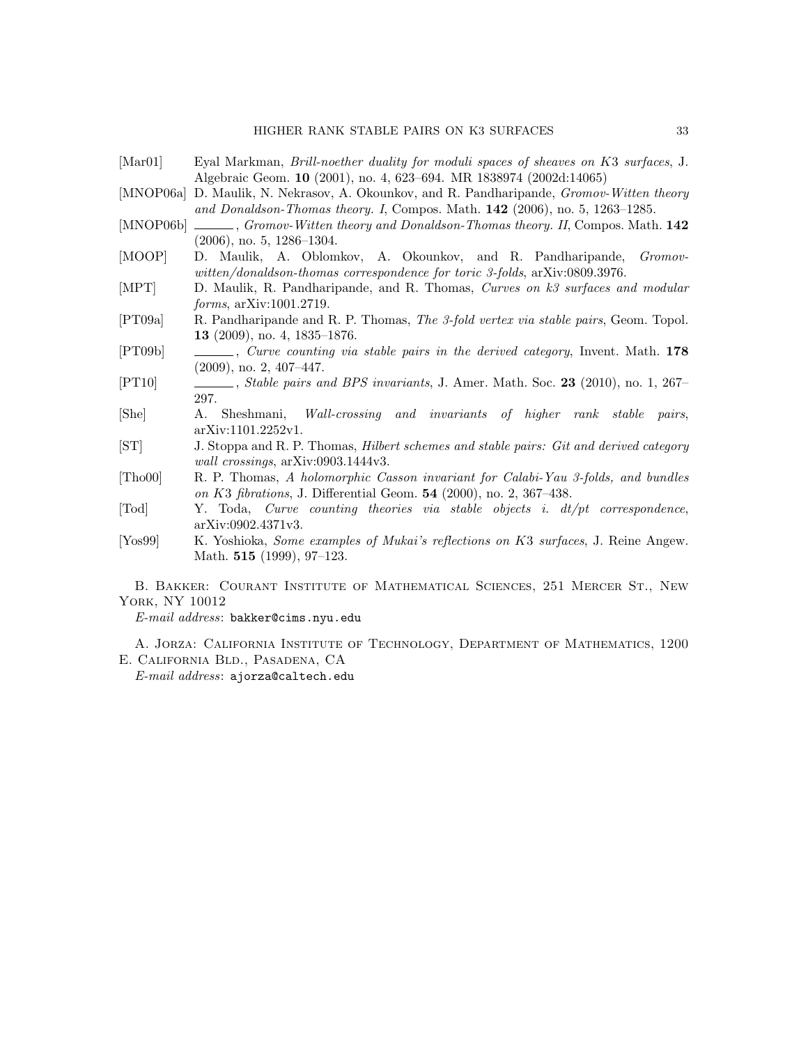[Mar01] Eyal Markman, *Brill-noether duality for moduli spaces of sheaves on K3 surfaces*, J. Algebraic Geom. **10** (2001), no. 4, 623–694. MR 1838974 (2002d:14065)

[MNOP06a] D. Maulik, N. Nekrasov, A. Okounkov, and R. Pandharipande, *Gromov-Witten theory and Donaldson-Thomas theory. I*, Compos. Math. **142** (2006), no. 5, 1263–1285.

[MNOP06b] ______, *Gromov-Witten theory and Donaldson-Thomas theory. II*, Compos. Math. **142** (2006), no. 5, 1286–1304.

[MOOP] D. Maulik, A. Oblomkov, A. Okounkov, and R. Pandharipande, *Gromov-witten/donaldson-thomas correspondence for toric 3-folds*, arXiv:0809.3976.

[MPT] D. Maulik, R. Pandharipande, and R. Thomas, *Curves on k3 surfaces and modular forms*, arXiv:1001.2719.

[PT09a] R. Pandharipande and R. P. Thomas, *The 3-fold vertex via stable pairs*, Geom. Topol. **13** (2009), no. 4, 1835–1876.

[PT09b] ______, *Curve counting via stable pairs in the derived category*, Invent. Math. **178** (2009), no. 2, 407–447.

[PT10] ______, *Stable pairs and BPS invariants*, J. Amer. Math. Soc. **23** (2010), no. 1, 267–297.

[She] A. Sheshmani, *Wall-crossing and invariants of higher rank stable pairs*, arXiv:1101.2252v1.

[ST] J. Stoppa and R. P. Thomas, *Hilbert schemes and stable pairs: Git and derived category wall crossings*, arXiv:0903.1444v3.

[Tho00] R. P. Thomas, *A holomorphic Casson invariant for Calabi-Yau 3-folds, and bundles on K3 fibrations*, J. Differential Geom. **54** (2000), no. 2, 367–438.

[Tod] Y. Toda, *Curve counting theories via stable objects i. dt/pt correspondence*, arXiv:0902.4371v3.

[Yos99] K. Yoshioka, *Some examples of Mukai's reflections on K3 surfaces*, J. Reine Angew. Math. **515** (1999), 97–123.

B. Bakker: Courant Institute of Mathematical Sciences, 251 Mercer St., New York, NY 10012

*E-mail address*: bakker@cims.nyu.edu

A. Jorza: California Institute of Technology, Department of Mathematics, 1200 E. California Bld., Pasadena, CA

*E-mail address*: ajorza@caltech.edu